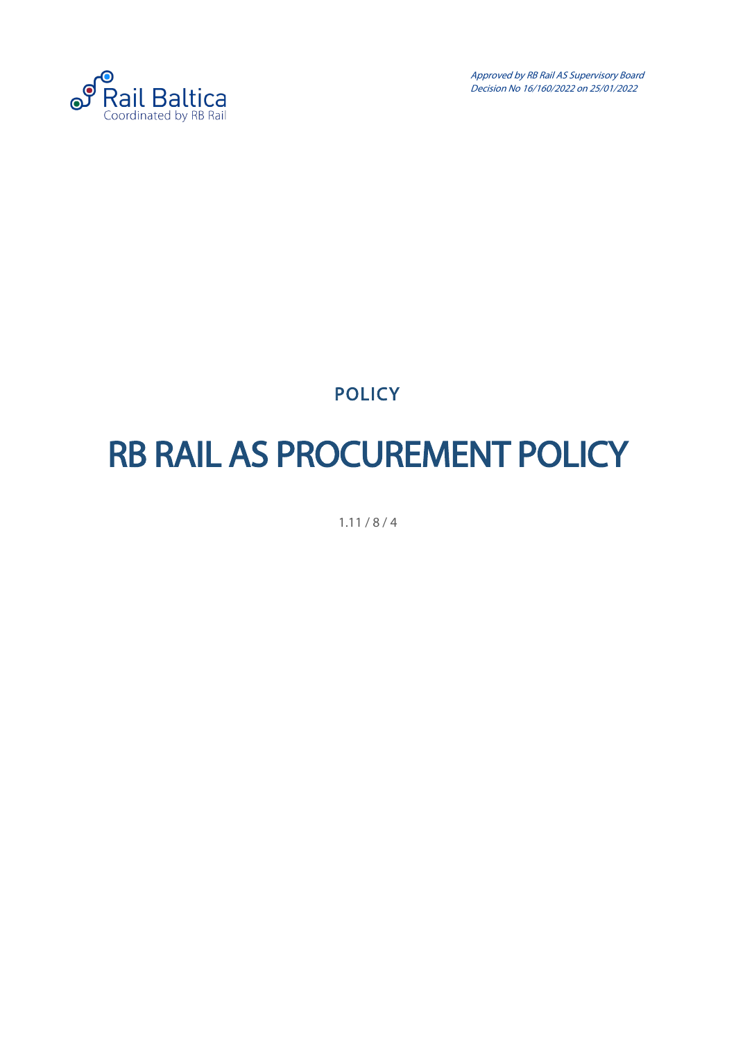*Approved by RB Rail AS Supervisory Board*
*Decision No 16/160/2022 on 25/01/2022*

POLICY

# RB RAIL AS PROCUREMENT POLICY

1.11 / 8 / 4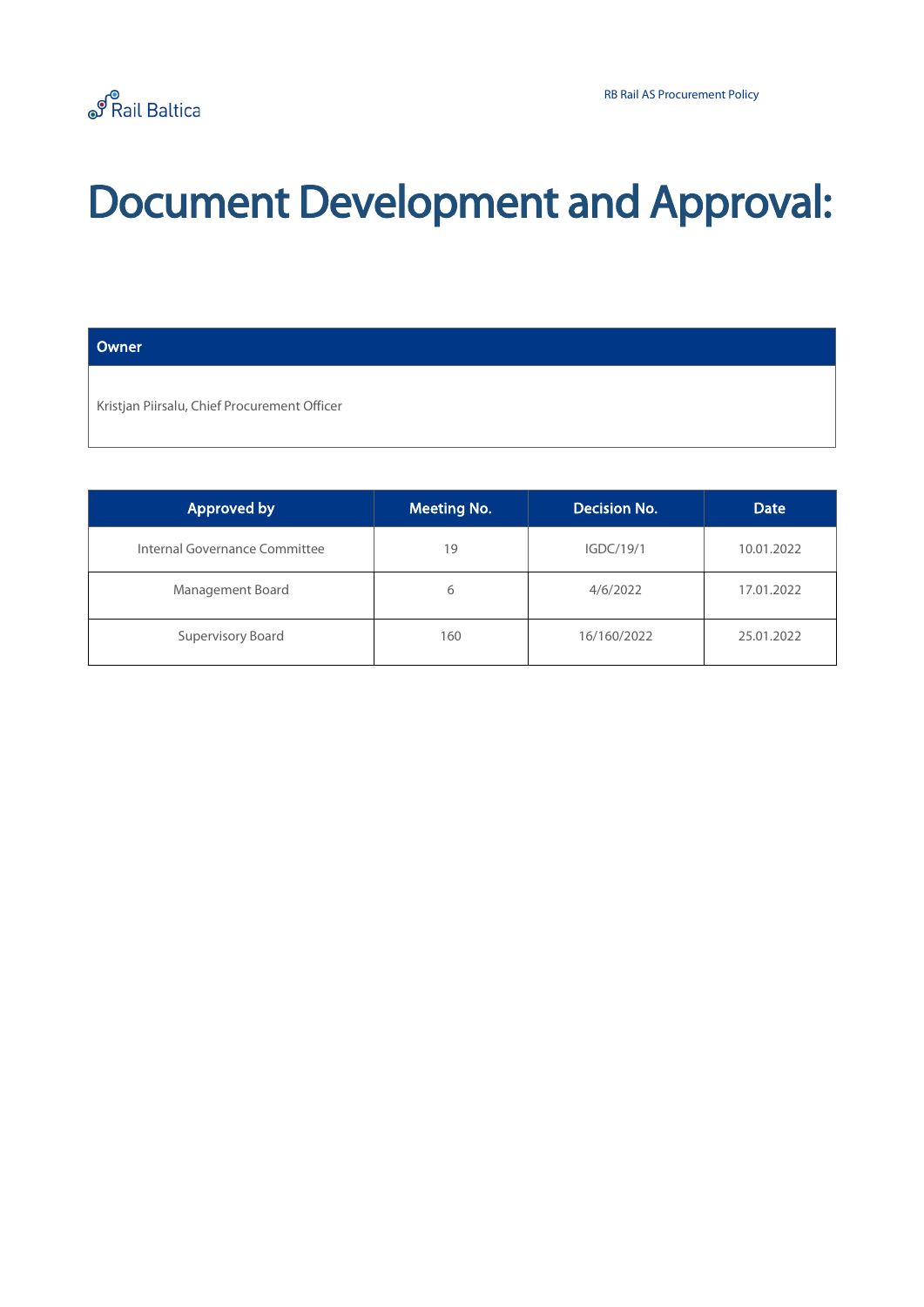# Document Development and Approval:

| Owner |
| --- |
| Kristjan Piirsalu, Chief Procurement Officer |

| Approved by | Meeting No. | Decision No. | Date |
| --- | --- | --- | --- |
| Internal Governance Committee | 19 | IGDC/19/1 | 10.01.2022 |
| Management Board | 6 | 4/6/2022 | 17.01.2022 |
| Supervisory Board | 160 | 16/160/2022 | 25.01.2022 |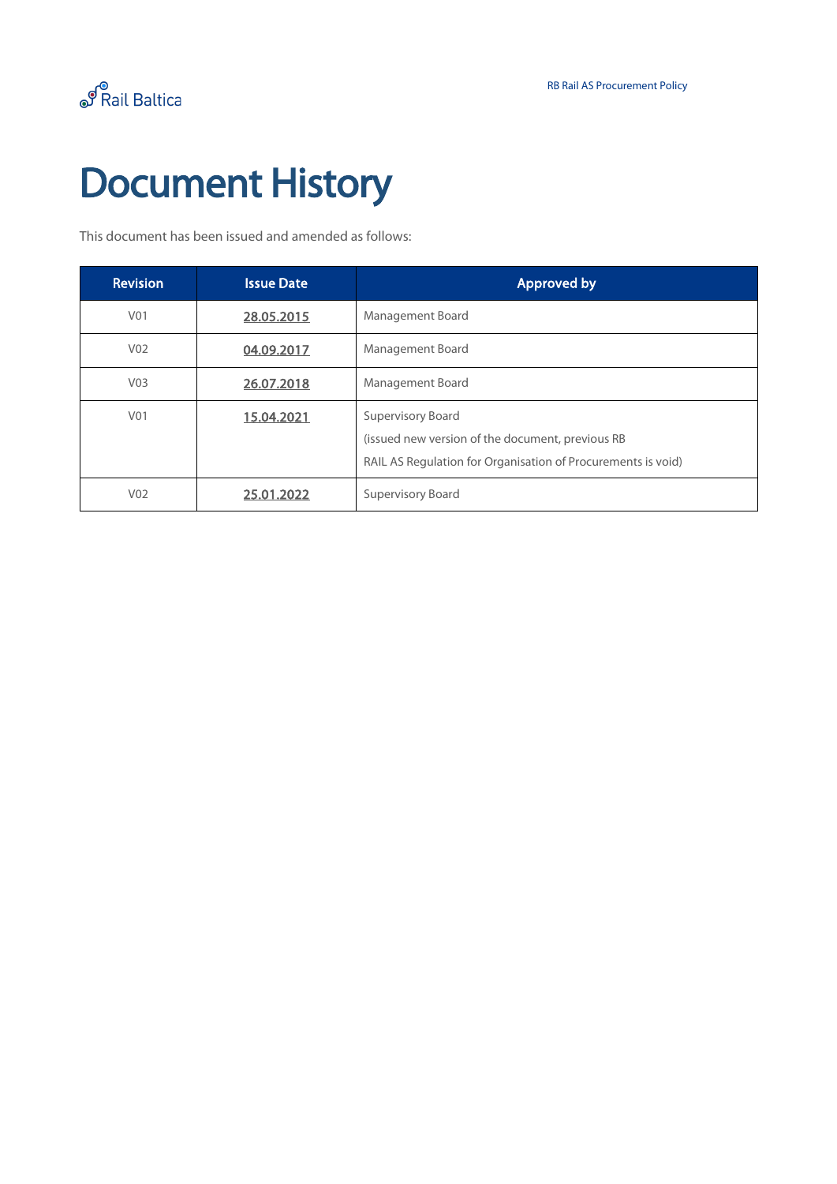# Document History

This document has been issued and amended as follows:

| Revision | Issue Date | Approved by |
|---|---|---|
| V01 | 28.05.2015 | Management Board |
| V02 | 04.09.2017 | Management Board |
| V03 | 26.07.2018 | Management Board |
| V01 | 15.04.2021 | Supervisory Board<br>(issued new version of the document, previous RB<br>RAIL AS Regulation for Organisation of Procurements is void) |
| V02 | 25.01.2022 | Supervisory Board |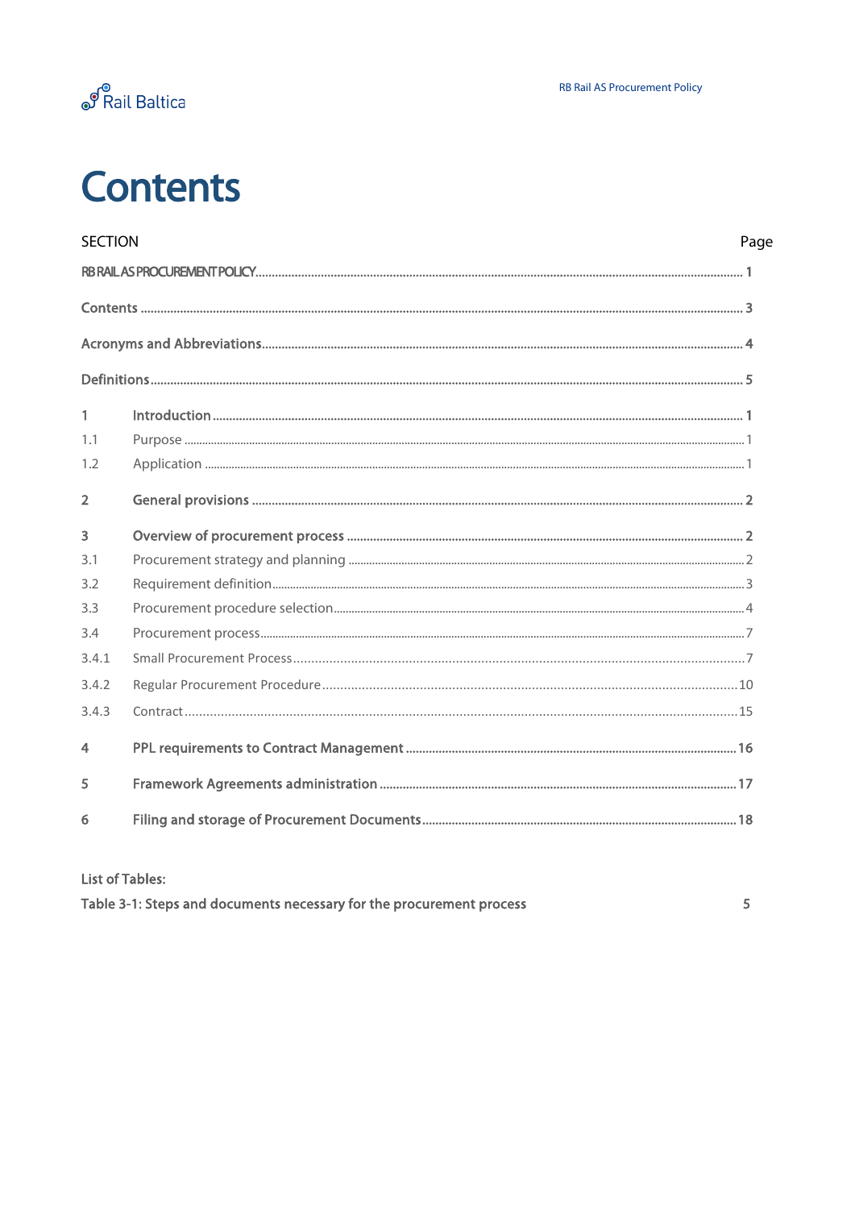# Contents

| SECTION | | Page |
|---|---|---|
| RB RAIL AS PROCUREMENT POLICY | | 1 |
| Contents | | 3 |
| Acronyms and Abbreviations | | 4 |
| Definitions | | 5 |
| 1 | Introduction | 1 |
| 1.1 | Purpose | 1 |
| 1.2 | Application | 1 |
| 2 | General provisions | 2 |
| 3 | Overview of procurement process | 2 |
| 3.1 | Procurement strategy and planning | 2 |
| 3.2 | Requirement definition | 3 |
| 3.3 | Procurement procedure selection | 4 |
| 3.4 | Procurement process | 7 |
| 3.4.1 | Small Procurement Process | 7 |
| 3.4.2 | Regular Procurement Procedure | 10 |
| 3.4.3 | Contract | 15 |
| 4 | PPL requirements to Contract Management | 16 |
| 5 | Framework Agreements administration | 17 |
| 6 | Filing and storage of Procurement Documents | 18 |

List of Tables:

| | |
|---|---|
| Table 3-1: Steps and documents necessary for the procurement process | 5 |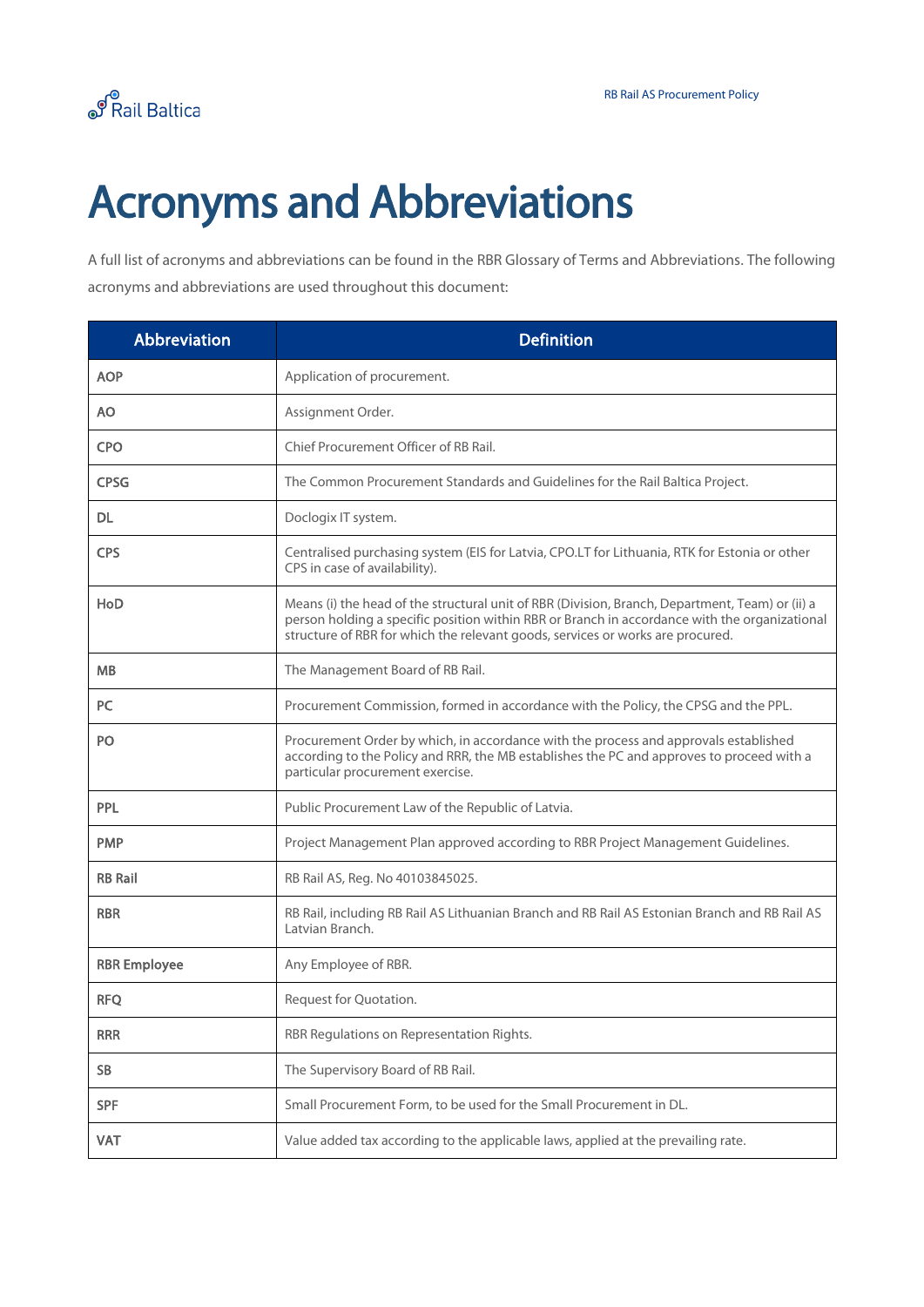# Acronyms and Abbreviations

A full list of acronyms and abbreviations can be found in the RBR Glossary of Terms and Abbreviations. The following acronyms and abbreviations are used throughout this document:

| Abbreviation | Definition |
|---|---|
| **AOP** | Application of procurement. |
| **AO** | Assignment Order. |
| **CPO** | Chief Procurement Officer of RB Rail. |
| **CPSG** | The Common Procurement Standards and Guidelines for the Rail Baltica Project. |
| **DL** | Doclogix IT system. |
| **CPS** | Centralised purchasing system (EIS for Latvia, CPO.LT for Lithuania, RTK for Estonia or other CPS in case of availability). |
| **HoD** | Means (i) the head of the structural unit of RBR (Division, Branch, Department, Team) or (ii) a person holding a specific position within RBR or Branch in accordance with the organizational structure of RBR for which the relevant goods, services or works are procured. |
| **MB** | The Management Board of RB Rail. |
| **PC** | Procurement Commission, formed in accordance with the Policy, the CPSG and the PPL. |
| **PO** | Procurement Order by which, in accordance with the process and approvals established according to the Policy and RRR, the MB establishes the PC and approves to proceed with a particular procurement exercise. |
| **PPL** | Public Procurement Law of the Republic of Latvia. |
| **PMP** | Project Management Plan approved according to RBR Project Management Guidelines. |
| **RB Rail** | RB Rail AS, Reg. No 40103845025. |
| **RBR** | RB Rail, including RB Rail AS Lithuanian Branch and RB Rail AS Estonian Branch and RB Rail AS Latvian Branch. |
| **RBR Employee** | Any Employee of RBR. |
| **RFQ** | Request for Quotation. |
| **RRR** | RBR Regulations on Representation Rights. |
| **SB** | The Supervisory Board of RB Rail. |
| **SPF** | Small Procurement Form, to be used for the Small Procurement in DL. |
| **VAT** | Value added tax according to the applicable laws, applied at the prevailing rate. |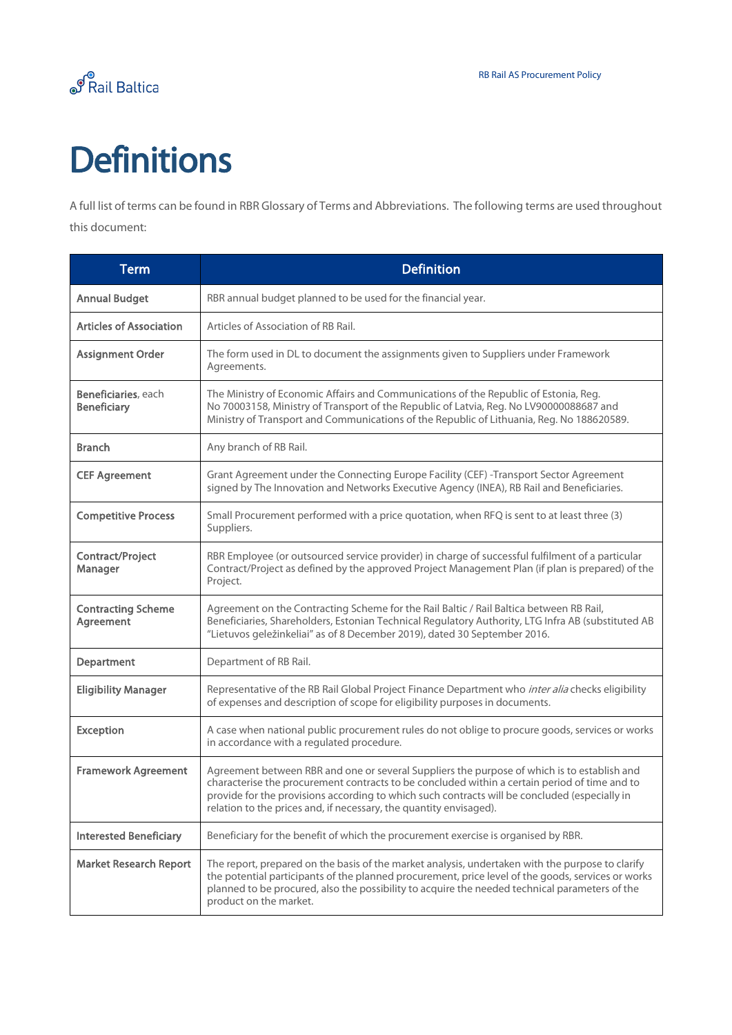# Definitions

A full list of terms can be found in RBR Glossary of Terms and Abbreviations. The following terms are used throughout this document:

| Term | Definition |
|---|---|
| **Annual Budget** | RBR annual budget planned to be used for the financial year. |
| **Articles of Association** | Articles of Association of RB Rail. |
| **Assignment Order** | The form used in DL to document the assignments given to Suppliers under Framework Agreements. |
| **Beneficiaries**, each **Beneficiary** | The Ministry of Economic Affairs and Communications of the Republic of Estonia, Reg. No 70003158, Ministry of Transport of the Republic of Latvia, Reg. No LV90000088687 and Ministry of Transport and Communications of the Republic of Lithuania, Reg. No 188620589. |
| **Branch** | Any branch of RB Rail. |
| **CEF Agreement** | Grant Agreement under the Connecting Europe Facility (CEF) -Transport Sector Agreement signed by The Innovation and Networks Executive Agency (INEA), RB Rail and Beneficiaries. |
| **Competitive Process** | Small Procurement performed with a price quotation, when RFQ is sent to at least three (3) Suppliers. |
| **Contract/Project Manager** | RBR Employee (or outsourced service provider) in charge of successful fulfilment of a particular Contract/Project as defined by the approved Project Management Plan (if plan is prepared) of the Project. |
| **Contracting Scheme Agreement** | Agreement on the Contracting Scheme for the Rail Baltic / Rail Baltica between RB Rail, Beneficiaries, Shareholders, Estonian Technical Regulatory Authority, LTG Infra AB (substituted AB "Lietuvos geležinkeliai" as of 8 December 2019), dated 30 September 2016. |
| **Department** | Department of RB Rail. |
| **Eligibility Manager** | Representative of the RB Rail Global Project Finance Department who *inter alia* checks eligibility of expenses and description of scope for eligibility purposes in documents. |
| **Exception** | A case when national public procurement rules do not oblige to procure goods, services or works in accordance with a regulated procedure. |
| **Framework Agreement** | Agreement between RBR and one or several Suppliers the purpose of which is to establish and characterise the procurement contracts to be concluded within a certain period of time and to provide for the provisions according to which such contracts will be concluded (especially in relation to the prices and, if necessary, the quantity envisaged). |
| **Interested Beneficiary** | Beneficiary for the benefit of which the procurement exercise is organised by RBR. |
| **Market Research Report** | The report, prepared on the basis of the market analysis, undertaken with the purpose to clarify the potential participants of the planned procurement, price level of the goods, services or works planned to be procured, also the possibility to acquire the needed technical parameters of the product on the market. |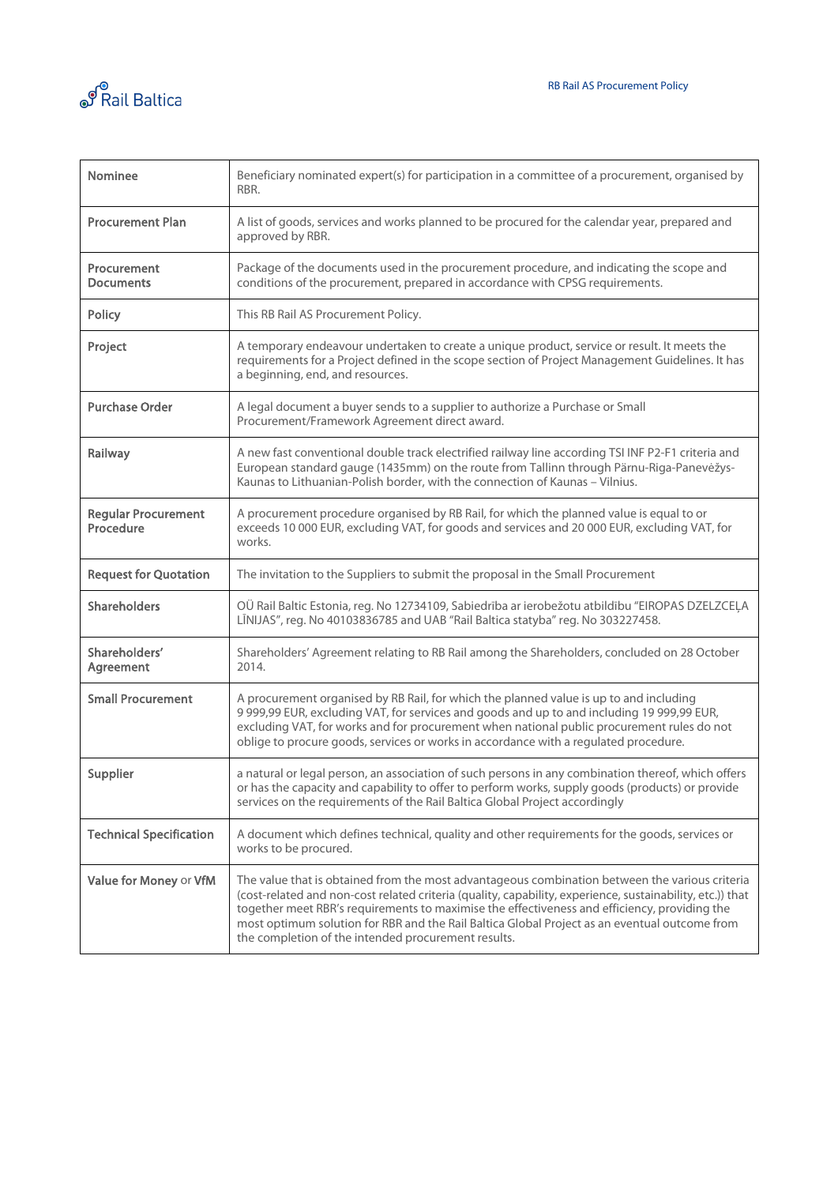| | |
|---|---|
| **Nominee** | Beneficiary nominated expert(s) for participation in a committee of a procurement, organised by RBR. |
| **Procurement Plan** | A list of goods, services and works planned to be procured for the calendar year, prepared and approved by RBR. |
| **Procurement Documents** | Package of the documents used in the procurement procedure, and indicating the scope and conditions of the procurement, prepared in accordance with CPSG requirements. |
| **Policy** | This RB Rail AS Procurement Policy. |
| **Project** | A temporary endeavour undertaken to create a unique product, service or result. It meets the requirements for a Project defined in the scope section of Project Management Guidelines. It has a beginning, end, and resources. |
| **Purchase Order** | A legal document a buyer sends to a supplier to authorize a Purchase or Small Procurement/Framework Agreement direct award. |
| **Railway** | A new fast conventional double track electrified railway line according TSI INF P2-F1 criteria and European standard gauge (1435mm) on the route from Tallinn through Pärnu-Riga-Panevėžys-Kaunas to Lithuanian-Polish border, with the connection of Kaunas – Vilnius. |
| **Regular Procurement Procedure** | A procurement procedure organised by RB Rail, for which the planned value is equal to or exceeds 10 000 EUR, excluding VAT, for goods and services and 20 000 EUR, excluding VAT, for works. |
| **Request for Quotation** | The invitation to the Suppliers to submit the proposal in the Small Procurement |
| **Shareholders** | OÜ Rail Baltic Estonia, reg. No 12734109, Sabiedrība ar ierobežotu atbildību "EIROPAS DZELZCEĻA LĪNIJAS", reg. No 40103836785 and UAB "Rail Baltica statyba" reg. No 303227458. |
| **Shareholders' Agreement** | Shareholders' Agreement relating to RB Rail among the Shareholders, concluded on 28 October 2014. |
| **Small Procurement** | A procurement organised by RB Rail, for which the planned value is up to and including 9 999,99 EUR, excluding VAT, for services and goods and up to and including 19 999,99 EUR, excluding VAT, for works and for procurement when national public procurement rules do not oblige to procure goods, services or works in accordance with a regulated procedure. |
| **Supplier** | a natural or legal person, an association of such persons in any combination thereof, which offers or has the capacity and capability to offer to perform works, supply goods (products) or provide services on the requirements of the Rail Baltica Global Project accordingly |
| **Technical Specification** | A document which defines technical, quality and other requirements for the goods, services or works to be procured. |
| **Value for Money** or **VfM** | The value that is obtained from the most advantageous combination between the various criteria (cost-related and non-cost related criteria (quality, capability, experience, sustainability, etc.)) that together meet RBR's requirements to maximise the effectiveness and efficiency, providing the most optimum solution for RBR and the Rail Baltica Global Project as an eventual outcome from the completion of the intended procurement results. |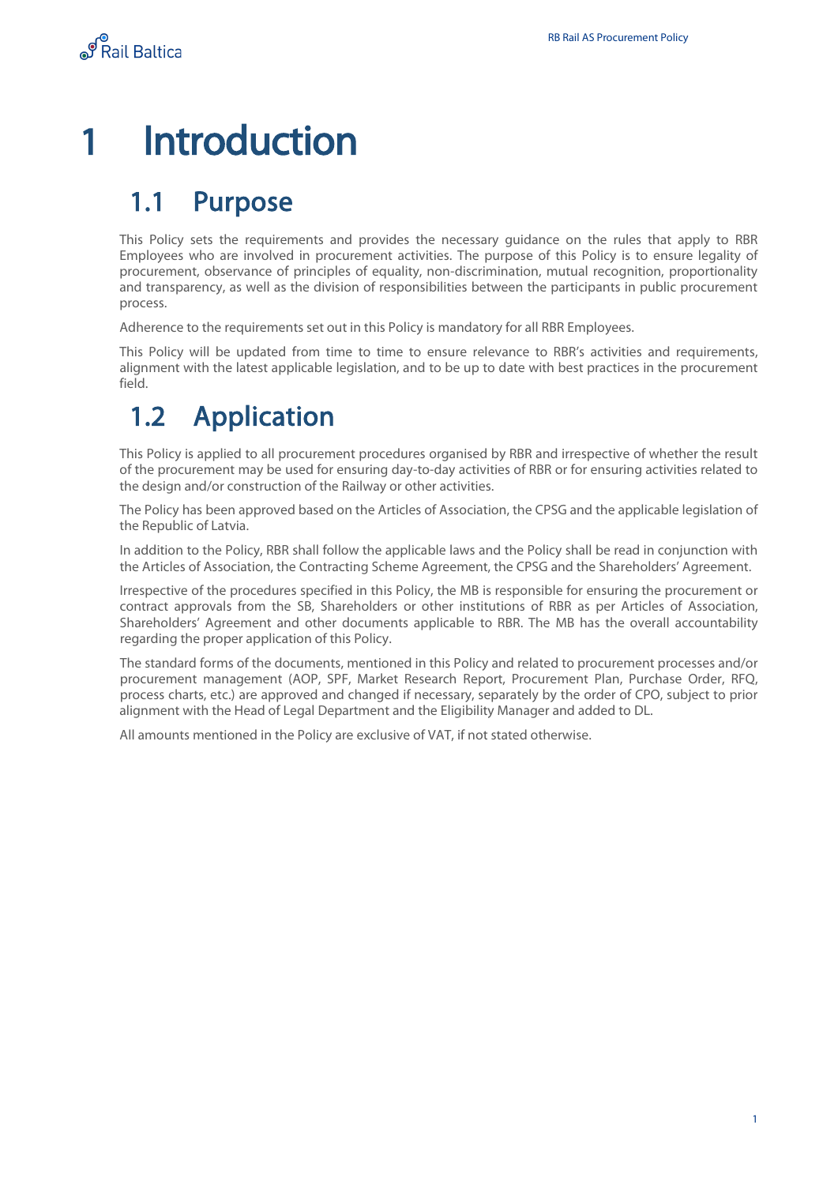# 1 Introduction

## 1.1 Purpose

This Policy sets the requirements and provides the necessary guidance on the rules that apply to RBR Employees who are involved in procurement activities. The purpose of this Policy is to ensure legality of procurement, observance of principles of equality, non-discrimination, mutual recognition, proportionality and transparency, as well as the division of responsibilities between the participants in public procurement process.

Adherence to the requirements set out in this Policy is mandatory for all RBR Employees.

This Policy will be updated from time to time to ensure relevance to RBR's activities and requirements, alignment with the latest applicable legislation, and to be up to date with best practices in the procurement field.

## 1.2 Application

This Policy is applied to all procurement procedures organised by RBR and irrespective of whether the result of the procurement may be used for ensuring day-to-day activities of RBR or for ensuring activities related to the design and/or construction of the Railway or other activities.

The Policy has been approved based on the Articles of Association, the CPSG and the applicable legislation of the Republic of Latvia.

In addition to the Policy, RBR shall follow the applicable laws and the Policy shall be read in conjunction with the Articles of Association, the Contracting Scheme Agreement, the CPSG and the Shareholders' Agreement.

Irrespective of the procedures specified in this Policy, the MB is responsible for ensuring the procurement or contract approvals from the SB, Shareholders or other institutions of RBR as per Articles of Association, Shareholders' Agreement and other documents applicable to RBR. The MB has the overall accountability regarding the proper application of this Policy.

The standard forms of the documents, mentioned in this Policy and related to procurement processes and/or procurement management (AOP, SPF, Market Research Report, Procurement Plan, Purchase Order, RFQ, process charts, etc.) are approved and changed if necessary, separately by the order of CPO, subject to prior alignment with the Head of Legal Department and the Eligibility Manager and added to DL.

All amounts mentioned in the Policy are exclusive of VAT, if not stated otherwise.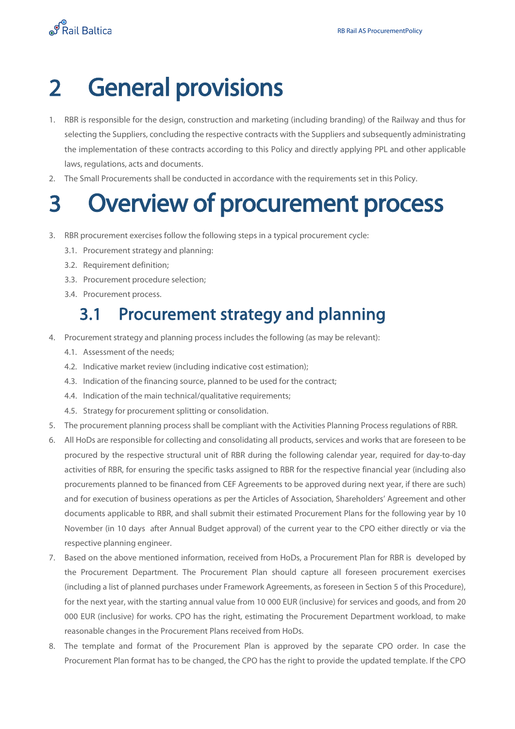# 2 General provisions

1. RBR is responsible for the design, construction and marketing (including branding) of the Railway and thus for selecting the Suppliers, concluding the respective contracts with the Suppliers and subsequently administrating the implementation of these contracts according to this Policy and directly applying PPL and other applicable laws, regulations, acts and documents.
2. The Small Procurements shall be conducted in accordance with the requirements set in this Policy.

# 3 Overview of procurement process

3. RBR procurement exercises follow the following steps in a typical procurement cycle:
   3.1. Procurement strategy and planning:
   3.2. Requirement definition;
   3.3. Procurement procedure selection;
   3.4. Procurement process.

## 3.1 Procurement strategy and planning

4. Procurement strategy and planning process includes the following (as may be relevant):
   4.1. Assessment of the needs;
   4.2. Indicative market review (including indicative cost estimation);
   4.3. Indication of the financing source, planned to be used for the contract;
   4.4. Indication of the main technical/qualitative requirements;
   4.5. Strategy for procurement splitting or consolidation.
5. The procurement planning process shall be compliant with the Activities Planning Process regulations of RBR.
6. All HoDs are responsible for collecting and consolidating all products, services and works that are foreseen to be procured by the respective structural unit of RBR during the following calendar year, required for day-to-day activities of RBR, for ensuring the specific tasks assigned to RBR for the respective financial year (including also procurements planned to be financed from CEF Agreements to be approved during next year, if there are such) and for execution of business operations as per the Articles of Association, Shareholders' Agreement and other documents applicable to RBR, and shall submit their estimated Procurement Plans for the following year by 10 November (in 10 days after Annual Budget approval) of the current year to the CPO either directly or via the respective planning engineer.
7. Based on the above mentioned information, received from HoDs, a Procurement Plan for RBR is developed by the Procurement Department. The Procurement Plan should capture all foreseen procurement exercises (including a list of planned purchases under Framework Agreements, as foreseen in Section 5 of this Procedure), for the next year, with the starting annual value from 10 000 EUR (inclusive) for services and goods, and from 20 000 EUR (inclusive) for works. CPO has the right, estimating the Procurement Department workload, to make reasonable changes in the Procurement Plans received from HoDs.
8. The template and format of the Procurement Plan is approved by the separate CPO order. In case the Procurement Plan format has to be changed, the CPO has the right to provide the updated template. If the CPO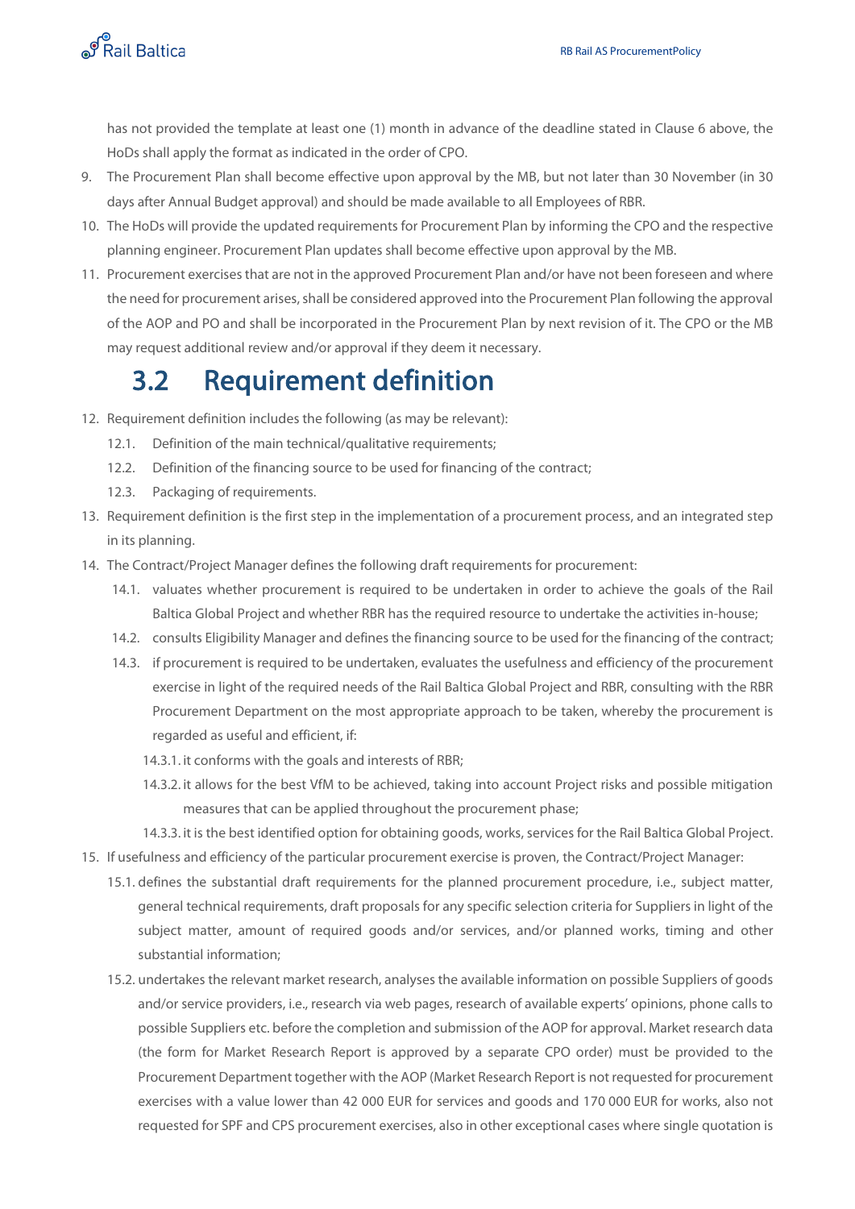has not provided the template at least one (1) month in advance of the deadline stated in Clause 6 above, the HoDs shall apply the format as indicated in the order of CPO.

9. The Procurement Plan shall become effective upon approval by the MB, but not later than 30 November (in 30 days after Annual Budget approval) and should be made available to all Employees of RBR.
10. The HoDs will provide the updated requirements for Procurement Plan by informing the CPO and the respective planning engineer. Procurement Plan updates shall become effective upon approval by the MB.
11. Procurement exercises that are not in the approved Procurement Plan and/or have not been foreseen and where the need for procurement arises, shall be considered approved into the Procurement Plan following the approval of the AOP and PO and shall be incorporated in the Procurement Plan by next revision of it. The CPO or the MB may request additional review and/or approval if they deem it necessary.

## 3.2 Requirement definition

12. Requirement definition includes the following (as may be relevant):
    - 12.1. Definition of the main technical/qualitative requirements;
    - 12.2. Definition of the financing source to be used for financing of the contract;
    - 12.3. Packaging of requirements.
13. Requirement definition is the first step in the implementation of a procurement process, and an integrated step in its planning.
14. The Contract/Project Manager defines the following draft requirements for procurement:
    - 14.1. valuates whether procurement is required to be undertaken in order to achieve the goals of the Rail Baltica Global Project and whether RBR has the required resource to undertake the activities in-house;
    - 14.2. consults Eligibility Manager and defines the financing source to be used for the financing of the contract;
    - 14.3. if procurement is required to be undertaken, evaluates the usefulness and efficiency of the procurement exercise in light of the required needs of the Rail Baltica Global Project and RBR, consulting with the RBR Procurement Department on the most appropriate approach to be taken, whereby the procurement is regarded as useful and efficient, if:
        - 14.3.1. it conforms with the goals and interests of RBR;
        - 14.3.2. it allows for the best VfM to be achieved, taking into account Project risks and possible mitigation measures that can be applied throughout the procurement phase;
        - 14.3.3. it is the best identified option for obtaining goods, works, services for the Rail Baltica Global Project.
15. If usefulness and efficiency of the particular procurement exercise is proven, the Contract/Project Manager:
    - 15.1. defines the substantial draft requirements for the planned procurement procedure, i.e., subject matter, general technical requirements, draft proposals for any specific selection criteria for Suppliers in light of the subject matter, amount of required goods and/or services, and/or planned works, timing and other substantial information;
    - 15.2. undertakes the relevant market research, analyses the available information on possible Suppliers of goods and/or service providers, i.e., research via web pages, research of available experts' opinions, phone calls to possible Suppliers etc. before the completion and submission of the AOP for approval. Market research data (the form for Market Research Report is approved by a separate CPO order) must be provided to the Procurement Department together with the AOP (Market Research Report is not requested for procurement exercises with a value lower than 42 000 EUR for services and goods and 170 000 EUR for works, also not requested for SPF and CPS procurement exercises, also in other exceptional cases where single quotation is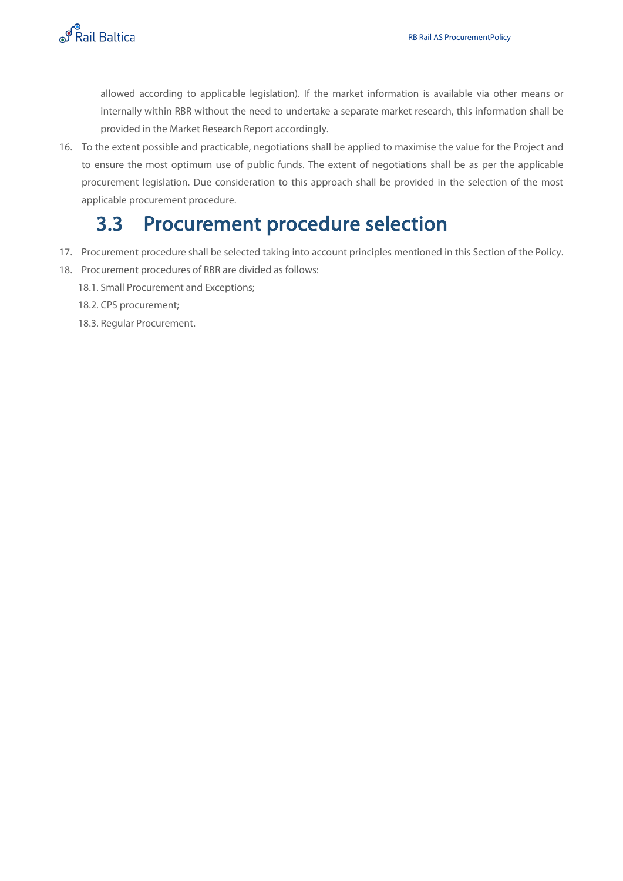allowed according to applicable legislation). If the market information is available via other means or internally within RBR without the need to undertake a separate market research, this information shall be provided in the Market Research Report accordingly.

16. To the extent possible and practicable, negotiations shall be applied to maximise the value for the Project and to ensure the most optimum use of public funds. The extent of negotiations shall be as per the applicable procurement legislation. Due consideration to this approach shall be provided in the selection of the most applicable procurement procedure.

## 3.3 Procurement procedure selection

17. Procurement procedure shall be selected taking into account principles mentioned in this Section of the Policy.
18. Procurement procedures of RBR are divided as follows:
    18.1. Small Procurement and Exceptions;
    18.2. CPS procurement;
    18.3. Regular Procurement.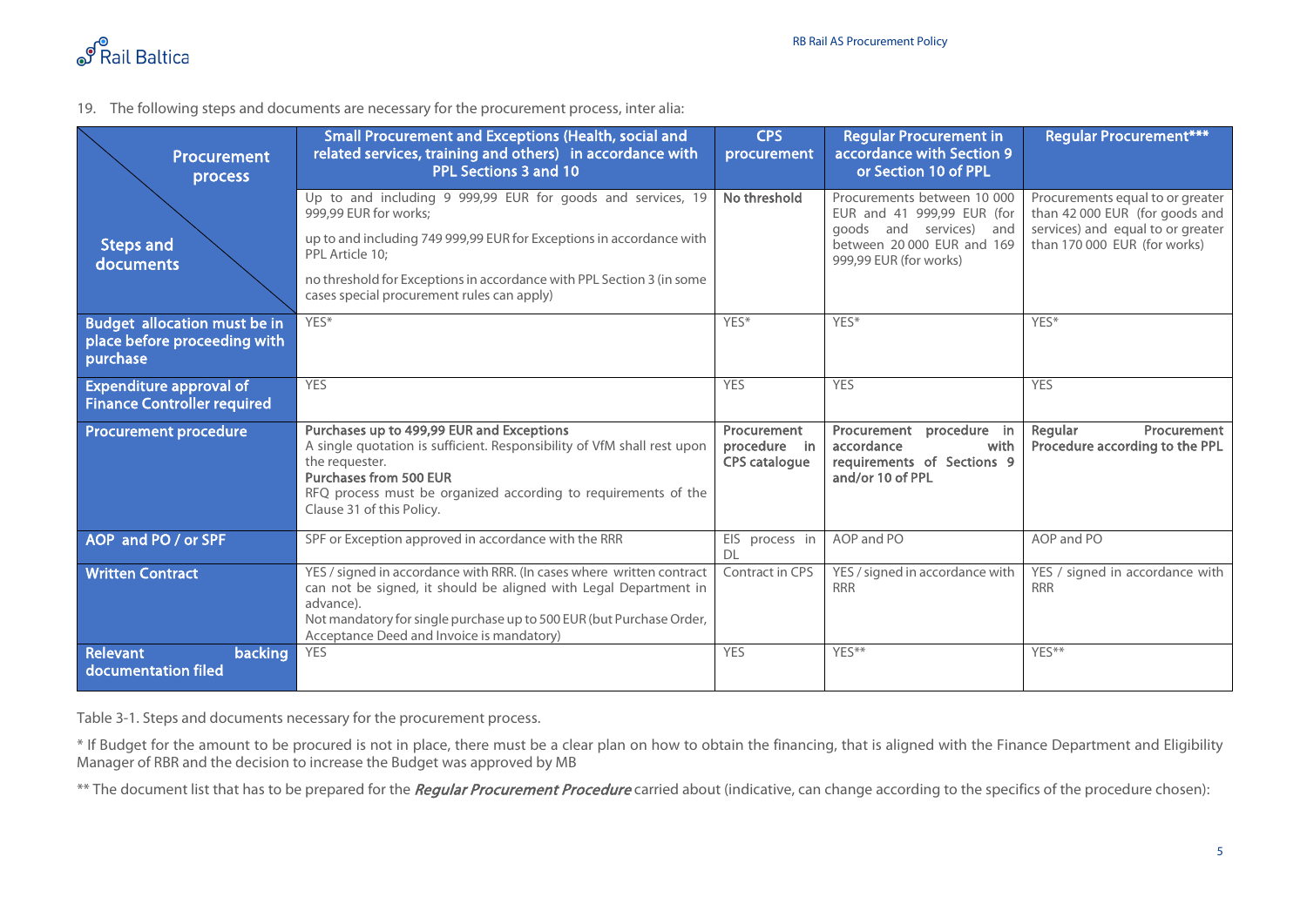19. The following steps and documents are necessary for the procurement process, inter alia:

| Procurement process / Steps and documents | Small Procurement and Exceptions (Health, social and related services, training and others) in accordance with PPL Sections 3 and 10 | CPS procurement | Regular Procurement in accordance with Section 9 or Section 10 of PPL | Regular Procurement*** |
|---|---|---|---|---|
| | Up to and including 9 999,99 EUR for goods and services, 19 999,99 EUR for works;<br>up to and including 749 999,99 EUR for Exceptions in accordance with PPL Article 10;<br>no threshold for Exceptions in accordance with PPL Section 3 (in some cases special procurement rules can apply) | **No threshold** | Procurements between 10 000 EUR and 41 999,99 EUR (for goods and services) and between 20 000 EUR and 169 999,99 EUR (for works) | Procurements equal to or greater than 42 000 EUR (for goods and services) and equal to or greater than 170 000 EUR (for works) |
| **Budget allocation must be in place before proceeding with purchase** | YES* | YES* | YES* | YES* |
| **Expenditure approval of Finance Controller required** | YES | YES | YES | YES |
| **Procurement procedure** | **Purchases up to 499,99 EUR and Exceptions**<br>A single quotation is sufficient. Responsibility of VfM shall rest upon the requester.<br>**Purchases from 500 EUR**<br>RFQ process must be organized according to requirements of the Clause 31 of this Policy. | **Procurement procedure in CPS catalogue** | **Procurement procedure in accordance with requirements of Sections 9 and/or 10 of PPL** | **Regular Procurement Procedure according to the PPL** |
| **AOP and PO / or SPF** | SPF or Exception approved in accordance with the RRR | EIS process in DL | AOP and PO | AOP and PO |
| **Written Contract** | YES / signed in accordance with RRR. (In cases where written contract can not be signed, it should be aligned with Legal Department in advance).<br>Not mandatory for single purchase up to 500 EUR (but Purchase Order, Acceptance Deed and Invoice is mandatory) | Contract in CPS | YES / signed in accordance with RRR | YES / signed in accordance with RRR |
| **Relevant backing documentation filed** | YES | YES | YES** | YES** |

Table 3-1. Steps and documents necessary for the procurement process.

* If Budget for the amount to be procured is not in place, there must be a clear plan on how to obtain the financing, that is aligned with the Finance Department and Eligibility Manager of RBR and the decision to increase the Budget was approved by MB

** The document list that has to be prepared for the ***Regular Procurement Procedure*** carried about (indicative, can change according to the specifics of the procedure chosen):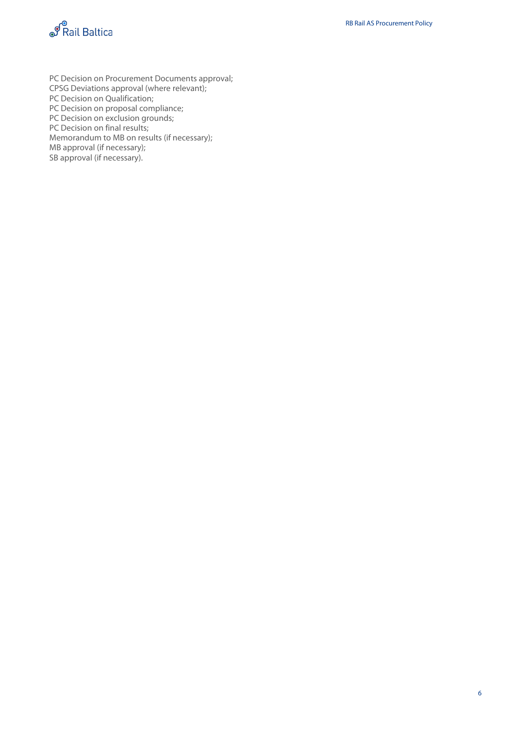PC Decision on Procurement Documents approval;
CPSG Deviations approval (where relevant);
PC Decision on Qualification;
PC Decision on proposal compliance;
PC Decision on exclusion grounds;
PC Decision on final results;
Memorandum to MB on results (if necessary);
MB approval (if necessary);
SB approval (if necessary).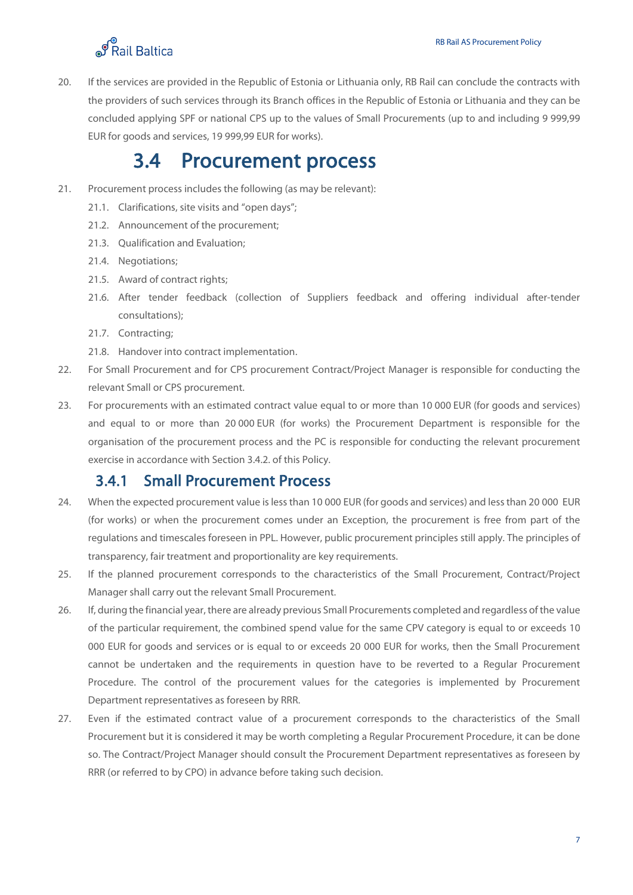20. If the services are provided in the Republic of Estonia or Lithuania only, RB Rail can conclude the contracts with the providers of such services through its Branch offices in the Republic of Estonia or Lithuania and they can be concluded applying SPF or national CPS up to the values of Small Procurements (up to and including 9 999,99 EUR for goods and services, 19 999,99 EUR for works).

## 3.4 Procurement process

21. Procurement process includes the following (as may be relevant):
    21.1. Clarifications, site visits and "open days";
    21.2. Announcement of the procurement;
    21.3. Qualification and Evaluation;
    21.4. Negotiations;
    21.5. Award of contract rights;
    21.6. After tender feedback (collection of Suppliers feedback and offering individual after-tender consultations);
    21.7. Contracting;
    21.8. Handover into contract implementation.
22. For Small Procurement and for CPS procurement Contract/Project Manager is responsible for conducting the relevant Small or CPS procurement.
23. For procurements with an estimated contract value equal to or more than 10 000 EUR (for goods and services) and equal to or more than 20 000 EUR (for works) the Procurement Department is responsible for the organisation of the procurement process and the PC is responsible for conducting the relevant procurement exercise in accordance with Section 3.4.2. of this Policy.

### 3.4.1 Small Procurement Process

24. When the expected procurement value is less than 10 000 EUR (for goods and services) and less than 20 000 EUR (for works) or when the procurement comes under an Exception, the procurement is free from part of the regulations and timescales foreseen in PPL. However, public procurement principles still apply. The principles of transparency, fair treatment and proportionality are key requirements.
25. If the planned procurement corresponds to the characteristics of the Small Procurement, Contract/Project Manager shall carry out the relevant Small Procurement.
26. If, during the financial year, there are already previous Small Procurements completed and regardless of the value of the particular requirement, the combined spend value for the same CPV category is equal to or exceeds 10 000 EUR for goods and services or is equal to or exceeds 20 000 EUR for works, then the Small Procurement cannot be undertaken and the requirements in question have to be reverted to a Regular Procurement Procedure. The control of the procurement values for the categories is implemented by Procurement Department representatives as foreseen by RRR.
27. Even if the estimated contract value of a procurement corresponds to the characteristics of the Small Procurement but it is considered it may be worth completing a Regular Procurement Procedure, it can be done so. The Contract/Project Manager should consult the Procurement Department representatives as foreseen by RRR (or referred to by CPO) in advance before taking such decision.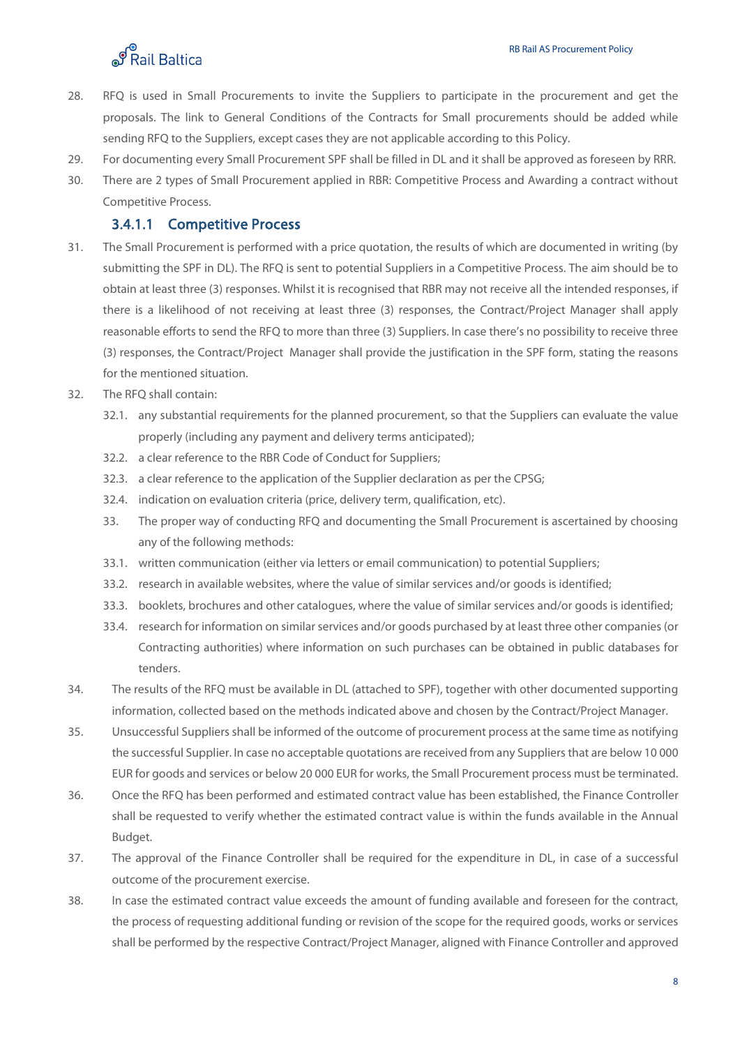28. RFQ is used in Small Procurements to invite the Suppliers to participate in the procurement and get the proposals. The link to General Conditions of the Contracts for Small procurements should be added while sending RFQ to the Suppliers, except cases they are not applicable according to this Policy.
29. For documenting every Small Procurement SPF shall be filled in DL and it shall be approved as foreseen by RRR.
30. There are 2 types of Small Procurement applied in RBR: Competitive Process and Awarding a contract without Competitive Process.

#### 3.4.1.1 Competitive Process

31. The Small Procurement is performed with a price quotation, the results of which are documented in writing (by submitting the SPF in DL). The RFQ is sent to potential Suppliers in a Competitive Process. The aim should be to obtain at least three (3) responses. Whilst it is recognised that RBR may not receive all the intended responses, if there is a likelihood of not receiving at least three (3) responses, the Contract/Project Manager shall apply reasonable efforts to send the RFQ to more than three (3) Suppliers. In case there's no possibility to receive three (3) responses, the Contract/Project Manager shall provide the justification in the SPF form, stating the reasons for the mentioned situation.
32. The RFQ shall contain:
    - 32.1. any substantial requirements for the planned procurement, so that the Suppliers can evaluate the value properly (including any payment and delivery terms anticipated);
    - 32.2. a clear reference to the RBR Code of Conduct for Suppliers;
    - 32.3. a clear reference to the application of the Supplier declaration as per the CPSG;
    - 32.4. indication on evaluation criteria (price, delivery term, qualification, etc).
33. The proper way of conducting RFQ and documenting the Small Procurement is ascertained by choosing any of the following methods:
    - 33.1. written communication (either via letters or email communication) to potential Suppliers;
    - 33.2. research in available websites, where the value of similar services and/or goods is identified;
    - 33.3. booklets, brochures and other catalogues, where the value of similar services and/or goods is identified;
    - 33.4. research for information on similar services and/or goods purchased by at least three other companies (or Contracting authorities) where information on such purchases can be obtained in public databases for tenders.
34. The results of the RFQ must be available in DL (attached to SPF), together with other documented supporting information, collected based on the methods indicated above and chosen by the Contract/Project Manager.
35. Unsuccessful Suppliers shall be informed of the outcome of procurement process at the same time as notifying the successful Supplier. In case no acceptable quotations are received from any Suppliers that are below 10 000 EUR for goods and services or below 20 000 EUR for works, the Small Procurement process must be terminated.
36. Once the RFQ has been performed and estimated contract value has been established, the Finance Controller shall be requested to verify whether the estimated contract value is within the funds available in the Annual Budget.
37. The approval of the Finance Controller shall be required for the expenditure in DL, in case of a successful outcome of the procurement exercise.
38. In case the estimated contract value exceeds the amount of funding available and foreseen for the contract, the process of requesting additional funding or revision of the scope for the required goods, works or services shall be performed by the respective Contract/Project Manager, aligned with Finance Controller and approved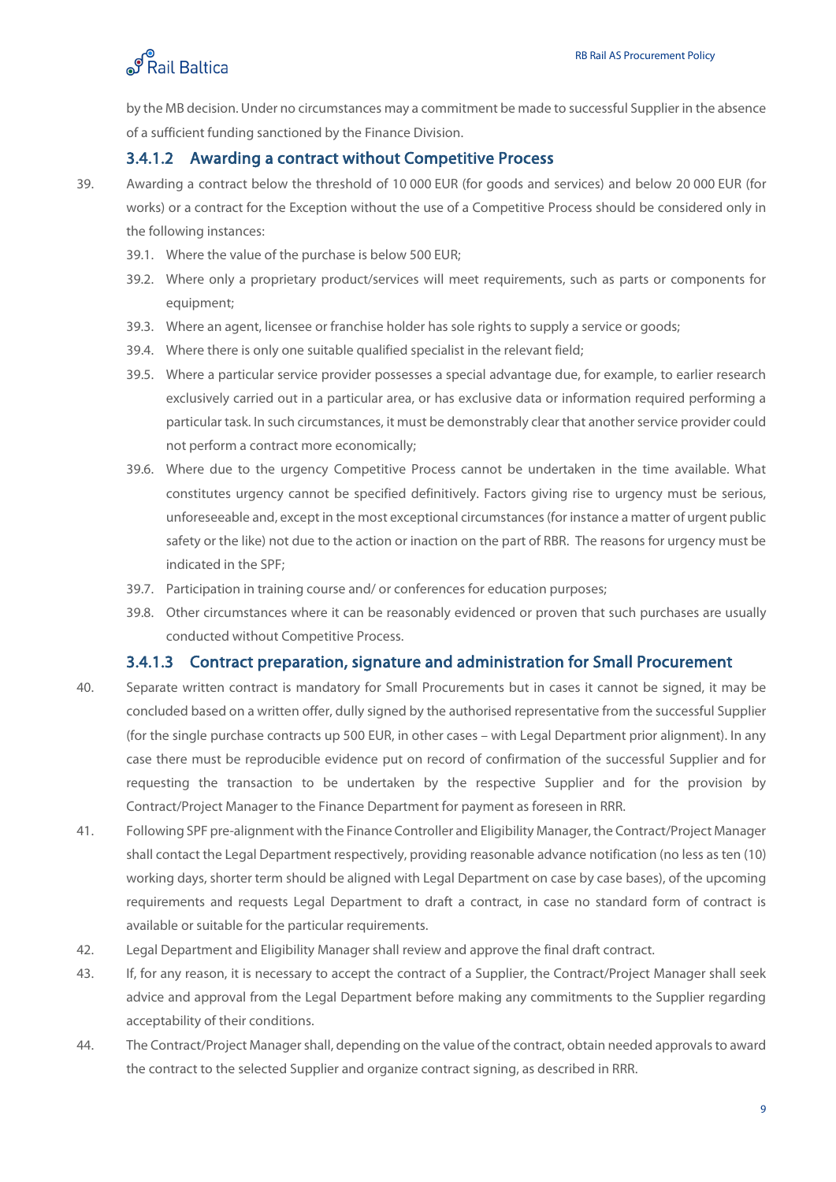by the MB decision. Under no circumstances may a commitment be made to successful Supplier in the absence of a sufficient funding sanctioned by the Finance Division.

#### 3.4.1.2 Awarding a contract without Competitive Process

39. Awarding a contract below the threshold of 10 000 EUR (for goods and services) and below 20 000 EUR (for works) or a contract for the Exception without the use of a Competitive Process should be considered only in the following instances:

    39.1. Where the value of the purchase is below 500 EUR;

    39.2. Where only a proprietary product/services will meet requirements, such as parts or components for equipment;

    39.3. Where an agent, licensee or franchise holder has sole rights to supply a service or goods;

    39.4. Where there is only one suitable qualified specialist in the relevant field;

    39.5. Where a particular service provider possesses a special advantage due, for example, to earlier research exclusively carried out in a particular area, or has exclusive data or information required performing a particular task. In such circumstances, it must be demonstrably clear that another service provider could not perform a contract more economically;

    39.6. Where due to the urgency Competitive Process cannot be undertaken in the time available. What constitutes urgency cannot be specified definitively. Factors giving rise to urgency must be serious, unforeseeable and, except in the most exceptional circumstances (for instance a matter of urgent public safety or the like) not due to the action or inaction on the part of RBR. The reasons for urgency must be indicated in the SPF;

    39.7. Participation in training course and/ or conferences for education purposes;

    39.8. Other circumstances where it can be reasonably evidenced or proven that such purchases are usually conducted without Competitive Process.

#### 3.4.1.3 Contract preparation, signature and administration for Small Procurement

40. Separate written contract is mandatory for Small Procurements but in cases it cannot be signed, it may be concluded based on a written offer, dully signed by the authorised representative from the successful Supplier (for the single purchase contracts up 500 EUR, in other cases – with Legal Department prior alignment). In any case there must be reproducible evidence put on record of confirmation of the successful Supplier and for requesting the transaction to be undertaken by the respective Supplier and for the provision by Contract/Project Manager to the Finance Department for payment as foreseen in RRR.

41. Following SPF pre-alignment with the Finance Controller and Eligibility Manager, the Contract/Project Manager shall contact the Legal Department respectively, providing reasonable advance notification (no less as ten (10) working days, shorter term should be aligned with Legal Department on case by case bases), of the upcoming requirements and requests Legal Department to draft a contract, in case no standard form of contract is available or suitable for the particular requirements.

42. Legal Department and Eligibility Manager shall review and approve the final draft contract.

43. If, for any reason, it is necessary to accept the contract of a Supplier, the Contract/Project Manager shall seek advice and approval from the Legal Department before making any commitments to the Supplier regarding acceptability of their conditions.

44. The Contract/Project Manager shall, depending on the value of the contract, obtain needed approvals to award the contract to the selected Supplier and organize contract signing, as described in RRR.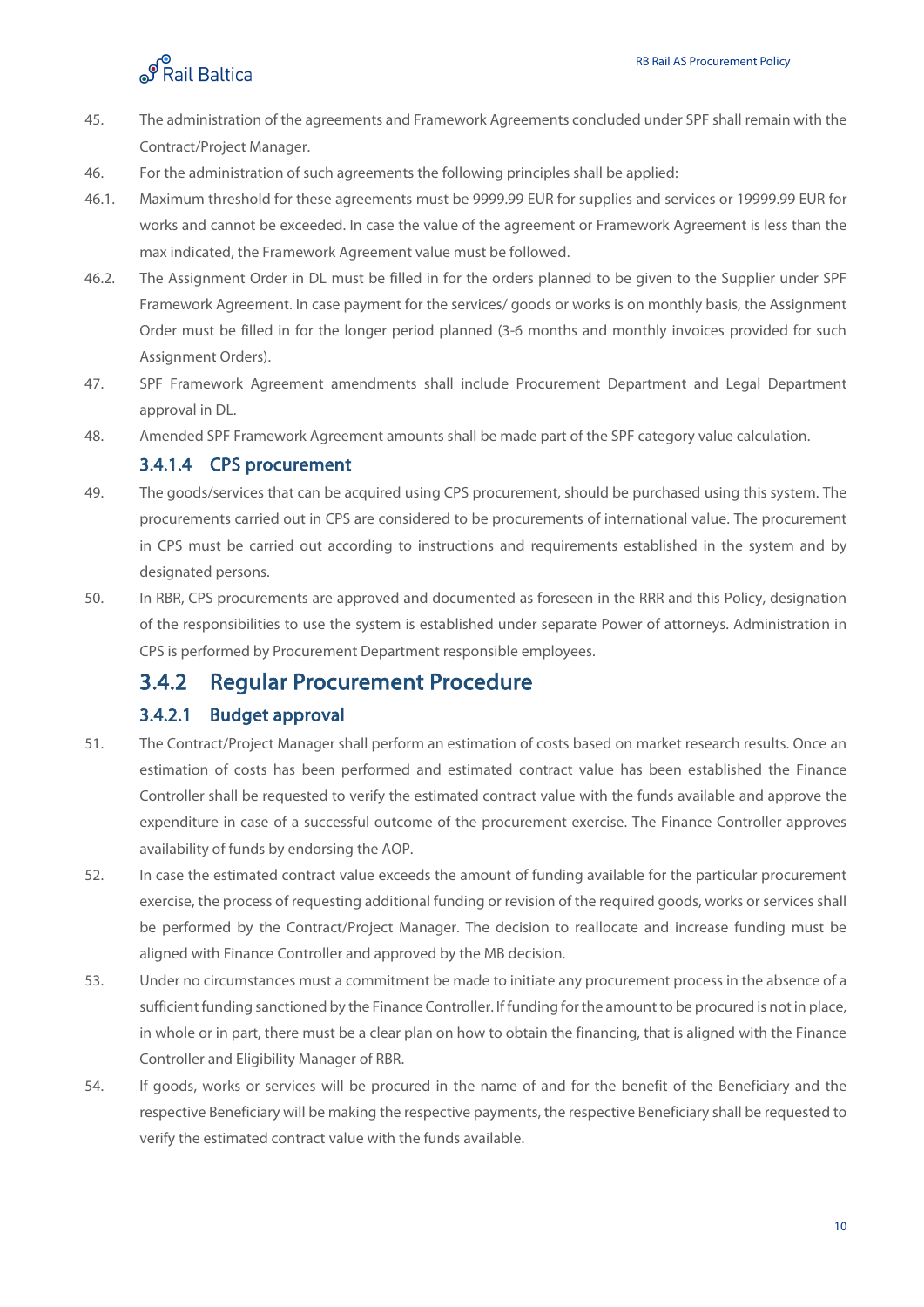45. The administration of the agreements and Framework Agreements concluded under SPF shall remain with the Contract/Project Manager.

46. For the administration of such agreements the following principles shall be applied:

46.1. Maximum threshold for these agreements must be 9999.99 EUR for supplies and services or 19999.99 EUR for works and cannot be exceeded. In case the value of the agreement or Framework Agreement is less than the max indicated, the Framework Agreement value must be followed.

46.2. The Assignment Order in DL must be filled in for the orders planned to be given to the Supplier under SPF Framework Agreement. In case payment for the services/ goods or works is on monthly basis, the Assignment Order must be filled in for the longer period planned (3-6 months and monthly invoices provided for such Assignment Orders).

47. SPF Framework Agreement amendments shall include Procurement Department and Legal Department approval in DL.

48. Amended SPF Framework Agreement amounts shall be made part of the SPF category value calculation.

#### 3.4.1.4 CPS procurement

49. The goods/services that can be acquired using CPS procurement, should be purchased using this system. The procurements carried out in CPS are considered to be procurements of international value. The procurement in CPS must be carried out according to instructions and requirements established in the system and by designated persons.

50. In RBR, CPS procurements are approved and documented as foreseen in the RRR and this Policy, designation of the responsibilities to use the system is established under separate Power of attorneys. Administration in CPS is performed by Procurement Department responsible employees.

### 3.4.2 Regular Procurement Procedure

#### 3.4.2.1 Budget approval

51. The Contract/Project Manager shall perform an estimation of costs based on market research results. Once an estimation of costs has been performed and estimated contract value has been established the Finance Controller shall be requested to verify the estimated contract value with the funds available and approve the expenditure in case of a successful outcome of the procurement exercise. The Finance Controller approves availability of funds by endorsing the AOP.

52. In case the estimated contract value exceeds the amount of funding available for the particular procurement exercise, the process of requesting additional funding or revision of the required goods, works or services shall be performed by the Contract/Project Manager. The decision to reallocate and increase funding must be aligned with Finance Controller and approved by the MB decision.

53. Under no circumstances must a commitment be made to initiate any procurement process in the absence of a sufficient funding sanctioned by the Finance Controller. If funding for the amount to be procured is not in place, in whole or in part, there must be a clear plan on how to obtain the financing, that is aligned with the Finance Controller and Eligibility Manager of RBR.

54. If goods, works or services will be procured in the name of and for the benefit of the Beneficiary and the respective Beneficiary will be making the respective payments, the respective Beneficiary shall be requested to verify the estimated contract value with the funds available.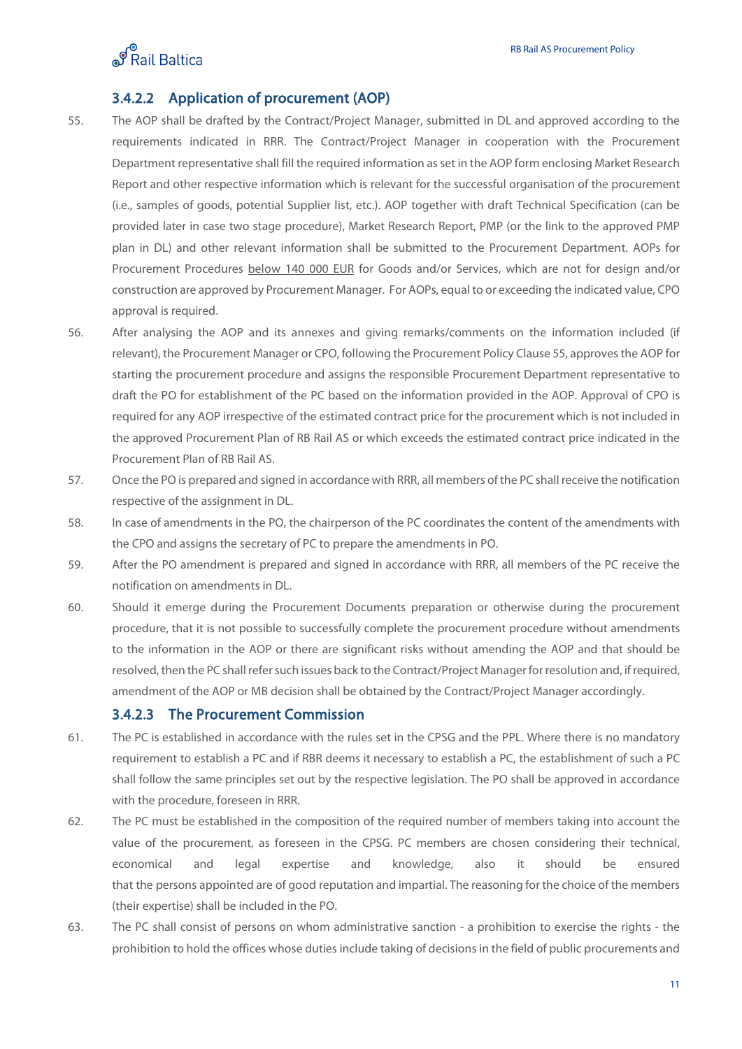#### 3.4.2.2 Application of procurement (AOP)

55. The AOP shall be drafted by the Contract/Project Manager, submitted in DL and approved according to the requirements indicated in RRR. The Contract/Project Manager in cooperation with the Procurement Department representative shall fill the required information as set in the AOP form enclosing Market Research Report and other respective information which is relevant for the successful organisation of the procurement (i.e., samples of goods, potential Supplier list, etc.). AOP together with draft Technical Specification (can be provided later in case two stage procedure), Market Research Report, PMP (or the link to the approved PMP plan in DL) and other relevant information shall be submitted to the Procurement Department. AOPs for Procurement Procedures below 140 000 EUR for Goods and/or Services, which are not for design and/or construction are approved by Procurement Manager. For AOPs, equal to or exceeding the indicated value, CPO approval is required.

56. After analysing the AOP and its annexes and giving remarks/comments on the information included (if relevant), the Procurement Manager or CPO, following the Procurement Policy Clause 55, approves the AOP for starting the procurement procedure and assigns the responsible Procurement Department representative to draft the PO for establishment of the PC based on the information provided in the AOP. Approval of CPO is required for any AOP irrespective of the estimated contract price for the procurement which is not included in the approved Procurement Plan of RB Rail AS or which exceeds the estimated contract price indicated in the Procurement Plan of RB Rail AS.

57. Once the PO is prepared and signed in accordance with RRR, all members of the PC shall receive the notification respective of the assignment in DL.

58. In case of amendments in the PO, the chairperson of the PC coordinates the content of the amendments with the CPO and assigns the secretary of PC to prepare the amendments in PO.

59. After the PO amendment is prepared and signed in accordance with RRR, all members of the PC receive the notification on amendments in DL.

60. Should it emerge during the Procurement Documents preparation or otherwise during the procurement procedure, that it is not possible to successfully complete the procurement procedure without amendments to the information in the AOP or there are significant risks without amending the AOP and that should be resolved, then the PC shall refer such issues back to the Contract/Project Manager for resolution and, if required, amendment of the AOP or MB decision shall be obtained by the Contract/Project Manager accordingly.

#### 3.4.2.3 The Procurement Commission

61. The PC is established in accordance with the rules set in the CPSG and the PPL. Where there is no mandatory requirement to establish a PC and if RBR deems it necessary to establish a PC, the establishment of such a PC shall follow the same principles set out by the respective legislation. The PO shall be approved in accordance with the procedure, foreseen in RRR.

62. The PC must be established in the composition of the required number of members taking into account the value of the procurement, as foreseen in the CPSG. PC members are chosen considering their technical, economical and legal expertise and knowledge, also it should be ensured that the persons appointed are of good reputation and impartial. The reasoning for the choice of the members (their expertise) shall be included in the PO.

63. The PC shall consist of persons on whom administrative sanction - a prohibition to exercise the rights - the prohibition to hold the offices whose duties include taking of decisions in the field of public procurements and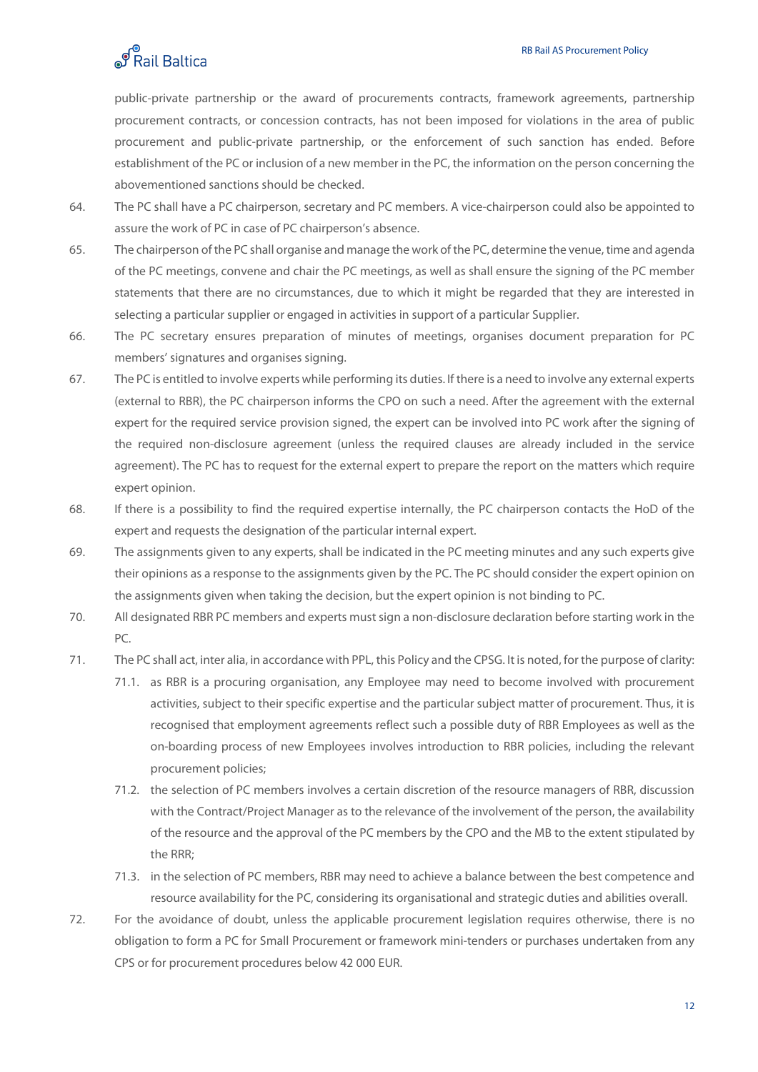public-private partnership or the award of procurements contracts, framework agreements, partnership procurement contracts, or concession contracts, has not been imposed for violations in the area of public procurement and public-private partnership, or the enforcement of such sanction has ended. Before establishment of the PC or inclusion of a new member in the PC, the information on the person concerning the abovementioned sanctions should be checked.

64. The PC shall have a PC chairperson, secretary and PC members. A vice-chairperson could also be appointed to assure the work of PC in case of PC chairperson's absence.

65. The chairperson of the PC shall organise and manage the work of the PC, determine the venue, time and agenda of the PC meetings, convene and chair the PC meetings, as well as shall ensure the signing of the PC member statements that there are no circumstances, due to which it might be regarded that they are interested in selecting a particular supplier or engaged in activities in support of a particular Supplier.

66. The PC secretary ensures preparation of minutes of meetings, organises document preparation for PC members' signatures and organises signing.

67. The PC is entitled to involve experts while performing its duties. If there is a need to involve any external experts (external to RBR), the PC chairperson informs the CPO on such a need. After the agreement with the external expert for the required service provision signed, the expert can be involved into PC work after the signing of the required non-disclosure agreement (unless the required clauses are already included in the service agreement). The PC has to request for the external expert to prepare the report on the matters which require expert opinion.

68. If there is a possibility to find the required expertise internally, the PC chairperson contacts the HoD of the expert and requests the designation of the particular internal expert.

69. The assignments given to any experts, shall be indicated in the PC meeting minutes and any such experts give their opinions as a response to the assignments given by the PC. The PC should consider the expert opinion on the assignments given when taking the decision, but the expert opinion is not binding to PC.

70. All designated RBR PC members and experts must sign a non-disclosure declaration before starting work in the PC.

71. The PC shall act, inter alia, in accordance with PPL, this Policy and the CPSG. It is noted, for the purpose of clarity:
    - 71.1. as RBR is a procuring organisation, any Employee may need to become involved with procurement activities, subject to their specific expertise and the particular subject matter of procurement. Thus, it is recognised that employment agreements reflect such a possible duty of RBR Employees as well as the on-boarding process of new Employees involves introduction to RBR policies, including the relevant procurement policies;
    - 71.2. the selection of PC members involves a certain discretion of the resource managers of RBR, discussion with the Contract/Project Manager as to the relevance of the involvement of the person, the availability of the resource and the approval of the PC members by the CPO and the MB to the extent stipulated by the RRR;
    - 71.3. in the selection of PC members, RBR may need to achieve a balance between the best competence and resource availability for the PC, considering its organisational and strategic duties and abilities overall.

72. For the avoidance of doubt, unless the applicable procurement legislation requires otherwise, there is no obligation to form a PC for Small Procurement or framework mini-tenders or purchases undertaken from any CPS or for procurement procedures below 42 000 EUR.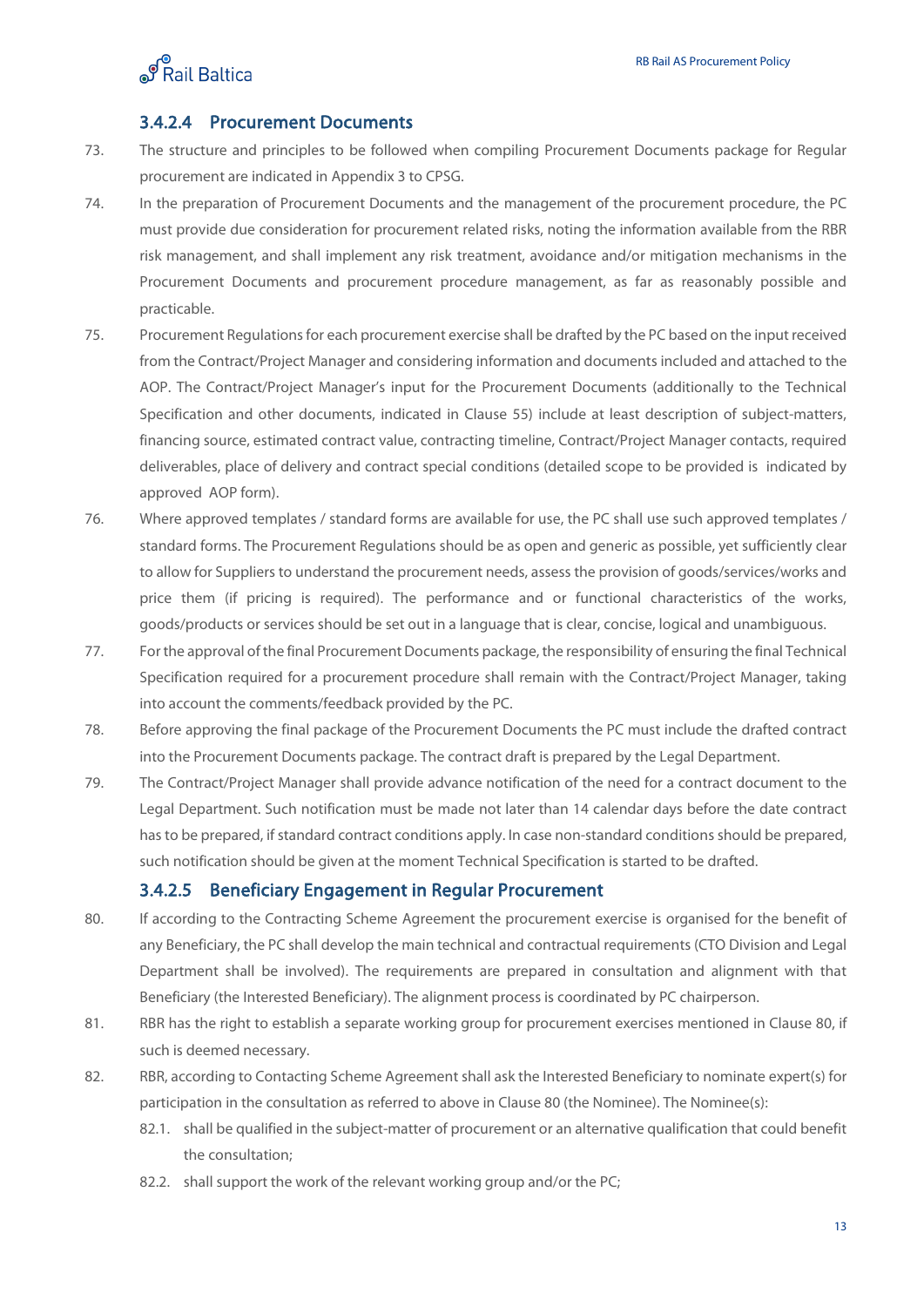#### 3.4.2.4 Procurement Documents

73. The structure and principles to be followed when compiling Procurement Documents package for Regular procurement are indicated in Appendix 3 to CPSG.

74. In the preparation of Procurement Documents and the management of the procurement procedure, the PC must provide due consideration for procurement related risks, noting the information available from the RBR risk management, and shall implement any risk treatment, avoidance and/or mitigation mechanisms in the Procurement Documents and procurement procedure management, as far as reasonably possible and practicable.

75. Procurement Regulations for each procurement exercise shall be drafted by the PC based on the input received from the Contract/Project Manager and considering information and documents included and attached to the AOP. The Contract/Project Manager's input for the Procurement Documents (additionally to the Technical Specification and other documents, indicated in Clause 55) include at least description of subject-matters, financing source, estimated contract value, contracting timeline, Contract/Project Manager contacts, required deliverables, place of delivery and contract special conditions (detailed scope to be provided is indicated by approved AOP form).

76. Where approved templates / standard forms are available for use, the PC shall use such approved templates / standard forms. The Procurement Regulations should be as open and generic as possible, yet sufficiently clear to allow for Suppliers to understand the procurement needs, assess the provision of goods/services/works and price them (if pricing is required). The performance and or functional characteristics of the works, goods/products or services should be set out in a language that is clear, concise, logical and unambiguous.

77. For the approval of the final Procurement Documents package, the responsibility of ensuring the final Technical Specification required for a procurement procedure shall remain with the Contract/Project Manager, taking into account the comments/feedback provided by the PC.

78. Before approving the final package of the Procurement Documents the PC must include the drafted contract into the Procurement Documents package. The contract draft is prepared by the Legal Department.

79. The Contract/Project Manager shall provide advance notification of the need for a contract document to the Legal Department. Such notification must be made not later than 14 calendar days before the date contract has to be prepared, if standard contract conditions apply. In case non-standard conditions should be prepared, such notification should be given at the moment Technical Specification is started to be drafted.

#### 3.4.2.5 Beneficiary Engagement in Regular Procurement

80. If according to the Contracting Scheme Agreement the procurement exercise is organised for the benefit of any Beneficiary, the PC shall develop the main technical and contractual requirements (CTO Division and Legal Department shall be involved). The requirements are prepared in consultation and alignment with that Beneficiary (the Interested Beneficiary). The alignment process is coordinated by PC chairperson.

81. RBR has the right to establish a separate working group for procurement exercises mentioned in Clause 80, if such is deemed necessary.

82. RBR, according to Contacting Scheme Agreement shall ask the Interested Beneficiary to nominate expert(s) for participation in the consultation as referred to above in Clause 80 (the Nominee). The Nominee(s):

    82.1. shall be qualified in the subject-matter of procurement or an alternative qualification that could benefit the consultation;

    82.2. shall support the work of the relevant working group and/or the PC;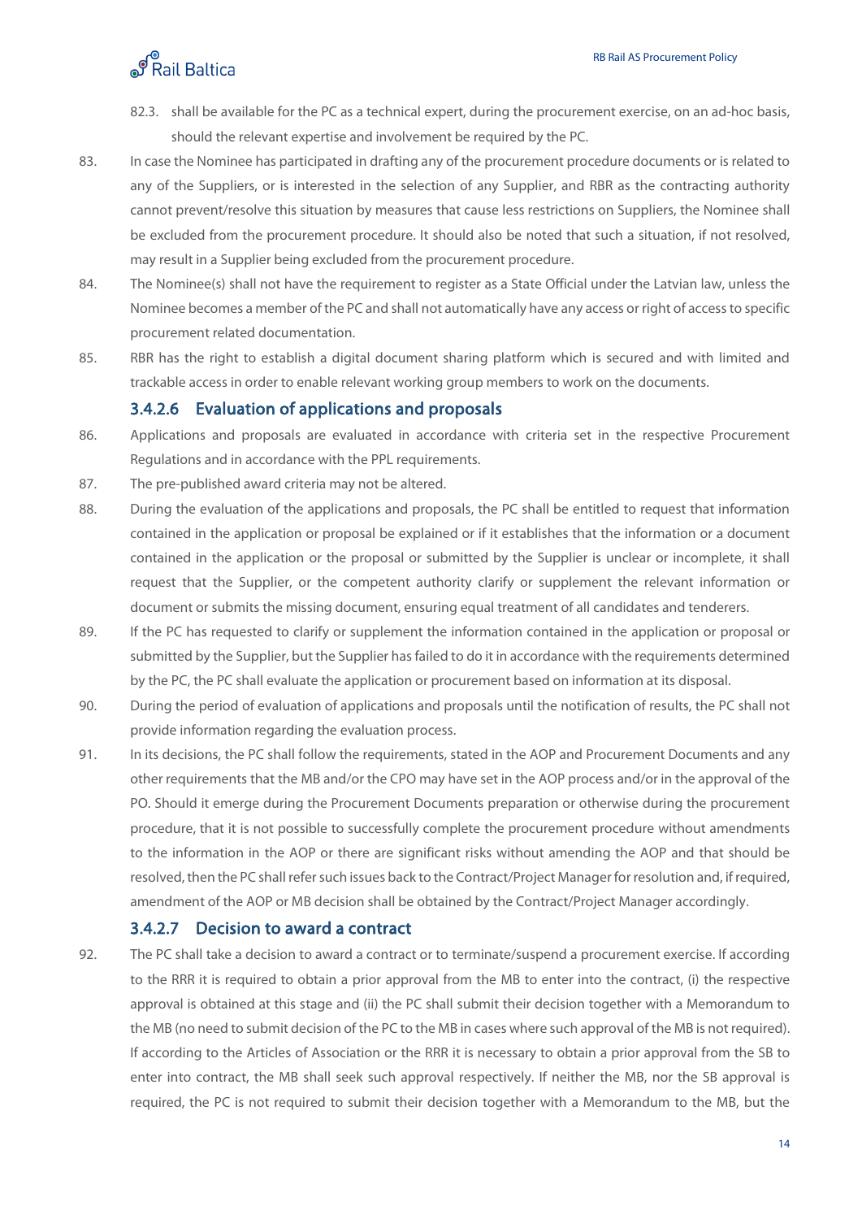82.3. shall be available for the PC as a technical expert, during the procurement exercise, on an ad-hoc basis, should the relevant expertise and involvement be required by the PC.

83. In case the Nominee has participated in drafting any of the procurement procedure documents or is related to any of the Suppliers, or is interested in the selection of any Supplier, and RBR as the contracting authority cannot prevent/resolve this situation by measures that cause less restrictions on Suppliers, the Nominee shall be excluded from the procurement procedure. It should also be noted that such a situation, if not resolved, may result in a Supplier being excluded from the procurement procedure.

84. The Nominee(s) shall not have the requirement to register as a State Official under the Latvian law, unless the Nominee becomes a member of the PC and shall not automatically have any access or right of access to specific procurement related documentation.

85. RBR has the right to establish a digital document sharing platform which is secured and with limited and trackable access in order to enable relevant working group members to work on the documents.

#### 3.4.2.6 Evaluation of applications and proposals

86. Applications and proposals are evaluated in accordance with criteria set in the respective Procurement Regulations and in accordance with the PPL requirements.

87. The pre-published award criteria may not be altered.

88. During the evaluation of the applications and proposals, the PC shall be entitled to request that information contained in the application or proposal be explained or if it establishes that the information or a document contained in the application or the proposal or submitted by the Supplier is unclear or incomplete, it shall request that the Supplier, or the competent authority clarify or supplement the relevant information or document or submits the missing document, ensuring equal treatment of all candidates and tenderers.

89. If the PC has requested to clarify or supplement the information contained in the application or proposal or submitted by the Supplier, but the Supplier has failed to do it in accordance with the requirements determined by the PC, the PC shall evaluate the application or procurement based on information at its disposal.

90. During the period of evaluation of applications and proposals until the notification of results, the PC shall not provide information regarding the evaluation process.

91. In its decisions, the PC shall follow the requirements, stated in the AOP and Procurement Documents and any other requirements that the MB and/or the CPO may have set in the AOP process and/or in the approval of the PO. Should it emerge during the Procurement Documents preparation or otherwise during the procurement procedure, that it is not possible to successfully complete the procurement procedure without amendments to the information in the AOP or there are significant risks without amending the AOP and that should be resolved, then the PC shall refer such issues back to the Contract/Project Manager for resolution and, if required, amendment of the AOP or MB decision shall be obtained by the Contract/Project Manager accordingly.

#### 3.4.2.7 Decision to award a contract

92. The PC shall take a decision to award a contract or to terminate/suspend a procurement exercise. If according to the RRR it is required to obtain a prior approval from the MB to enter into the contract, (i) the respective approval is obtained at this stage and (ii) the PC shall submit their decision together with a Memorandum to the MB (no need to submit decision of the PC to the MB in cases where such approval of the MB is not required). If according to the Articles of Association or the RRR it is necessary to obtain a prior approval from the SB to enter into contract, the MB shall seek such approval respectively. If neither the MB, nor the SB approval is required, the PC is not required to submit their decision together with a Memorandum to the MB, but the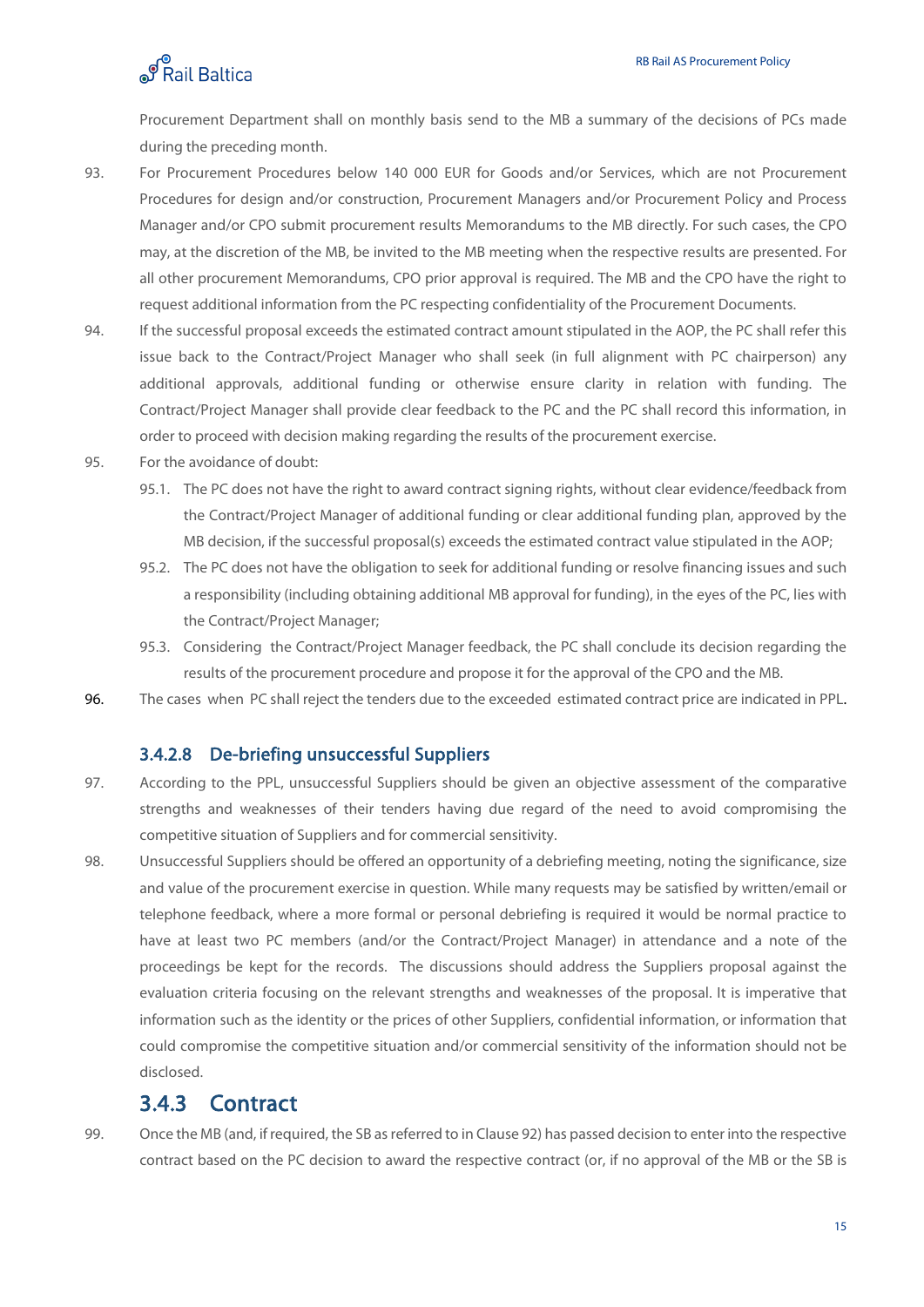Procurement Department shall on monthly basis send to the MB a summary of the decisions of PCs made during the preceding month.

93. For Procurement Procedures below 140 000 EUR for Goods and/or Services, which are not Procurement Procedures for design and/or construction, Procurement Managers and/or Procurement Policy and Process Manager and/or CPO submit procurement results Memorandums to the MB directly. For such cases, the CPO may, at the discretion of the MB, be invited to the MB meeting when the respective results are presented. For all other procurement Memorandums, CPO prior approval is required. The MB and the CPO have the right to request additional information from the PC respecting confidentiality of the Procurement Documents.

94. If the successful proposal exceeds the estimated contract amount stipulated in the AOP, the PC shall refer this issue back to the Contract/Project Manager who shall seek (in full alignment with PC chairperson) any additional approvals, additional funding or otherwise ensure clarity in relation with funding. The Contract/Project Manager shall provide clear feedback to the PC and the PC shall record this information, in order to proceed with decision making regarding the results of the procurement exercise.

95. For the avoidance of doubt:

    95.1. The PC does not have the right to award contract signing rights, without clear evidence/feedback from the Contract/Project Manager of additional funding or clear additional funding plan, approved by the MB decision, if the successful proposal(s) exceeds the estimated contract value stipulated in the AOP;

    95.2. The PC does not have the obligation to seek for additional funding or resolve financing issues and such a responsibility (including obtaining additional MB approval for funding), in the eyes of the PC, lies with the Contract/Project Manager;

    95.3. Considering the Contract/Project Manager feedback, the PC shall conclude its decision regarding the results of the procurement procedure and propose it for the approval of the CPO and the MB.

96. The cases when PC shall reject the tenders due to the exceeded estimated contract price are indicated in PPL.

#### 3.4.2.8 De-briefing unsuccessful Suppliers

97. According to the PPL, unsuccessful Suppliers should be given an objective assessment of the comparative strengths and weaknesses of their tenders having due regard of the need to avoid compromising the competitive situation of Suppliers and for commercial sensitivity.

98. Unsuccessful Suppliers should be offered an opportunity of a debriefing meeting, noting the significance, size and value of the procurement exercise in question. While many requests may be satisfied by written/email or telephone feedback, where a more formal or personal debriefing is required it would be normal practice to have at least two PC members (and/or the Contract/Project Manager) in attendance and a note of the proceedings be kept for the records. The discussions should address the Suppliers proposal against the evaluation criteria focusing on the relevant strengths and weaknesses of the proposal. It is imperative that information such as the identity or the prices of other Suppliers, confidential information, or information that could compromise the competitive situation and/or commercial sensitivity of the information should not be disclosed.

### 3.4.3 Contract

99. Once the MB (and, if required, the SB as referred to in Clause 92) has passed decision to enter into the respective contract based on the PC decision to award the respective contract (or, if no approval of the MB or the SB is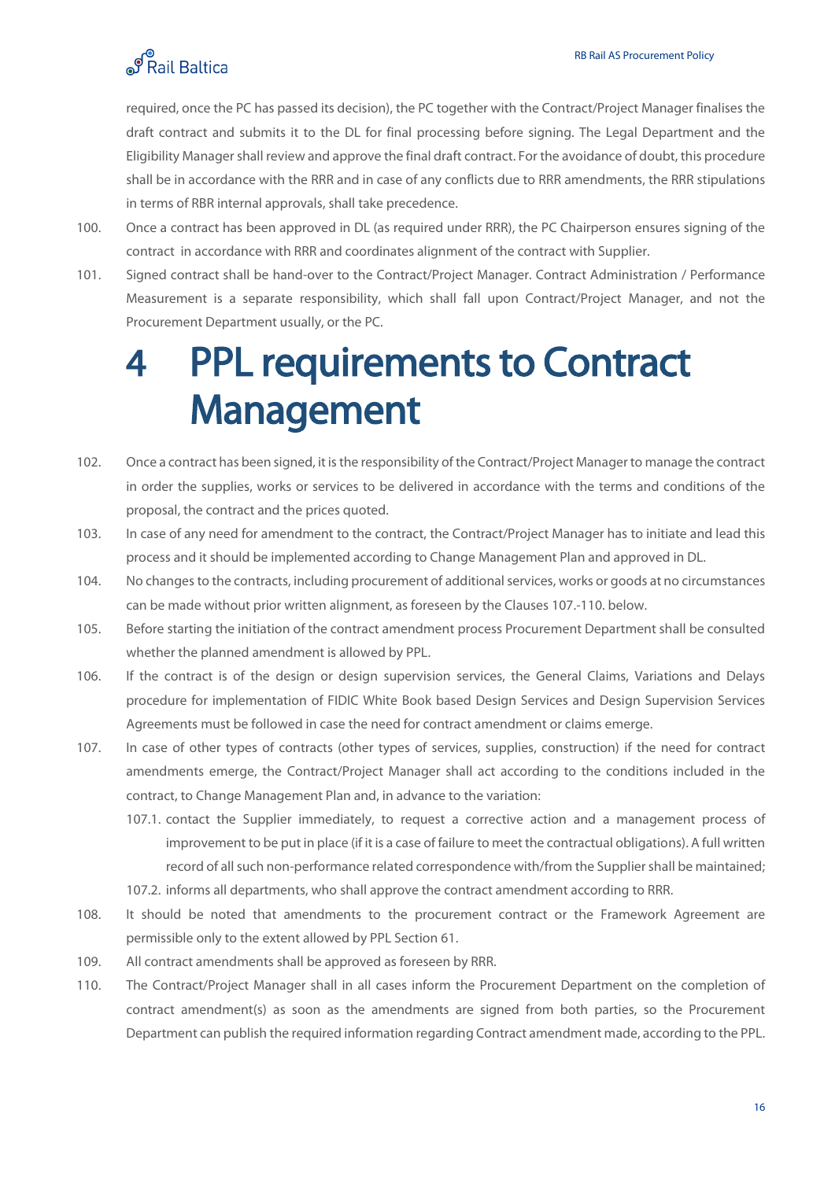required, once the PC has passed its decision), the PC together with the Contract/Project Manager finalises the draft contract and submits it to the DL for final processing before signing. The Legal Department and the Eligibility Manager shall review and approve the final draft contract. For the avoidance of doubt, this procedure shall be in accordance with the RRR and in case of any conflicts due to RRR amendments, the RRR stipulations in terms of RBR internal approvals, shall take precedence.

100. Once a contract has been approved in DL (as required under RRR), the PC Chairperson ensures signing of the contract in accordance with RRR and coordinates alignment of the contract with Supplier.

101. Signed contract shall be hand-over to the Contract/Project Manager. Contract Administration / Performance Measurement is a separate responsibility, which shall fall upon Contract/Project Manager, and not the Procurement Department usually, or the PC.

# 4 PPL requirements to Contract Management

102. Once a contract has been signed, it is the responsibility of the Contract/Project Manager to manage the contract in order the supplies, works or services to be delivered in accordance with the terms and conditions of the proposal, the contract and the prices quoted.

103. In case of any need for amendment to the contract, the Contract/Project Manager has to initiate and lead this process and it should be implemented according to Change Management Plan and approved in DL.

104. No changes to the contracts, including procurement of additional services, works or goods at no circumstances can be made without prior written alignment, as foreseen by the Clauses 107.-110. below.

105. Before starting the initiation of the contract amendment process Procurement Department shall be consulted whether the planned amendment is allowed by PPL.

106. If the contract is of the design or design supervision services, the General Claims, Variations and Delays procedure for implementation of FIDIC White Book based Design Services and Design Supervision Services Agreements must be followed in case the need for contract amendment or claims emerge.

107. In case of other types of contracts (other types of services, supplies, construction) if the need for contract amendments emerge, the Contract/Project Manager shall act according to the conditions included in the contract, to Change Management Plan and, in advance to the variation:

    107.1. contact the Supplier immediately, to request a corrective action and a management process of improvement to be put in place (if it is a case of failure to meet the contractual obligations). A full written record of all such non-performance related correspondence with/from the Supplier shall be maintained;

    107.2. informs all departments, who shall approve the contract amendment according to RRR.

108. It should be noted that amendments to the procurement contract or the Framework Agreement are permissible only to the extent allowed by PPL Section 61.

109. All contract amendments shall be approved as foreseen by RRR.

110. The Contract/Project Manager shall in all cases inform the Procurement Department on the completion of contract amendment(s) as soon as the amendments are signed from both parties, so the Procurement Department can publish the required information regarding Contract amendment made, according to the PPL.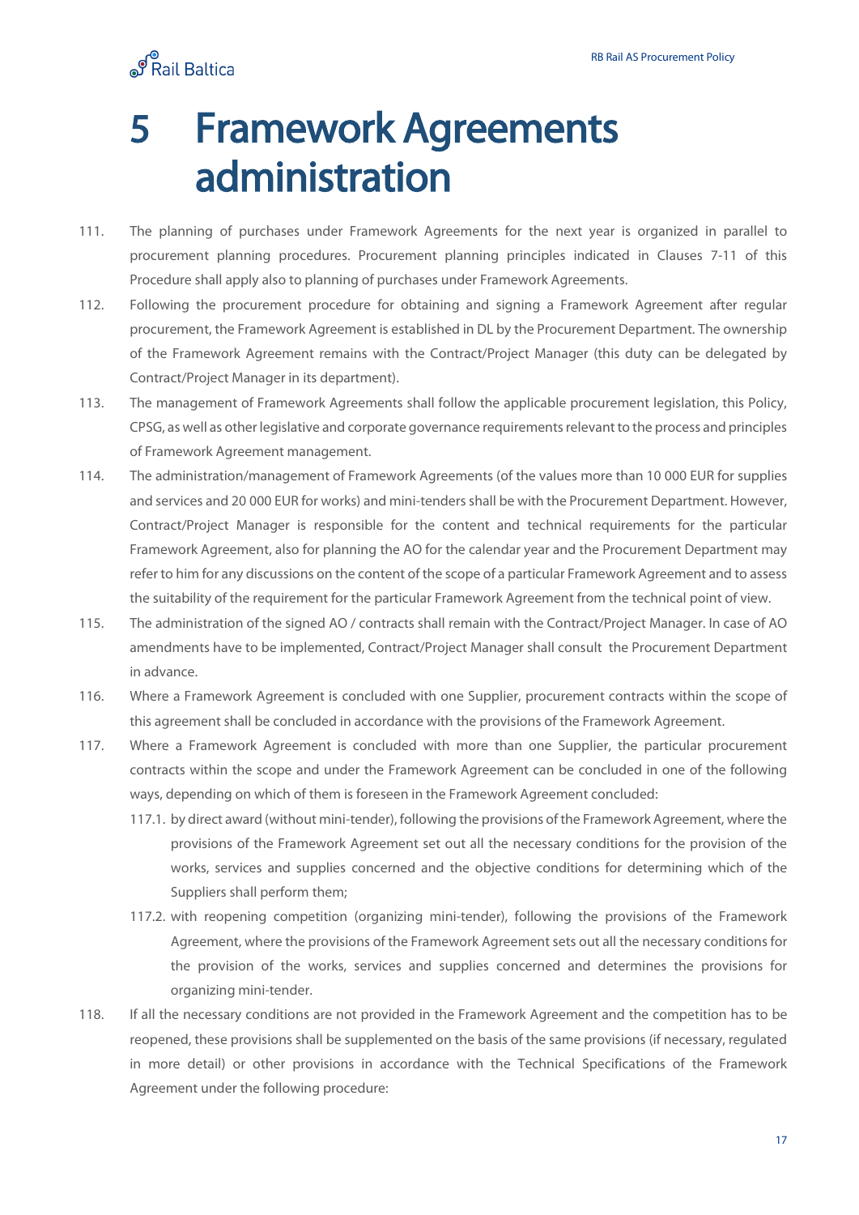# 5 Framework Agreements administration

111. The planning of purchases under Framework Agreements for the next year is organized in parallel to procurement planning procedures. Procurement planning principles indicated in Clauses 7-11 of this Procedure shall apply also to planning of purchases under Framework Agreements.

112. Following the procurement procedure for obtaining and signing a Framework Agreement after regular procurement, the Framework Agreement is established in DL by the Procurement Department. The ownership of the Framework Agreement remains with the Contract/Project Manager (this duty can be delegated by Contract/Project Manager in its department).

113. The management of Framework Agreements shall follow the applicable procurement legislation, this Policy, CPSG, as well as other legislative and corporate governance requirements relevant to the process and principles of Framework Agreement management.

114. The administration/management of Framework Agreements (of the values more than 10 000 EUR for supplies and services and 20 000 EUR for works) and mini-tenders shall be with the Procurement Department. However, Contract/Project Manager is responsible for the content and technical requirements for the particular Framework Agreement, also for planning the AO for the calendar year and the Procurement Department may refer to him for any discussions on the content of the scope of a particular Framework Agreement and to assess the suitability of the requirement for the particular Framework Agreement from the technical point of view.

115. The administration of the signed AO / contracts shall remain with the Contract/Project Manager. In case of AO amendments have to be implemented, Contract/Project Manager shall consult the Procurement Department in advance.

116. Where a Framework Agreement is concluded with one Supplier, procurement contracts within the scope of this agreement shall be concluded in accordance with the provisions of the Framework Agreement.

117. Where a Framework Agreement is concluded with more than one Supplier, the particular procurement contracts within the scope and under the Framework Agreement can be concluded in one of the following ways, depending on which of them is foreseen in the Framework Agreement concluded:

    117.1. by direct award (without mini-tender), following the provisions of the Framework Agreement, where the provisions of the Framework Agreement set out all the necessary conditions for the provision of the works, services and supplies concerned and the objective conditions for determining which of the Suppliers shall perform them;

    117.2. with reopening competition (organizing mini-tender), following the provisions of the Framework Agreement, where the provisions of the Framework Agreement sets out all the necessary conditions for the provision of the works, services and supplies concerned and determines the provisions for organizing mini-tender.

118. If all the necessary conditions are not provided in the Framework Agreement and the competition has to be reopened, these provisions shall be supplemented on the basis of the same provisions (if necessary, regulated in more detail) or other provisions in accordance with the Technical Specifications of the Framework Agreement under the following procedure: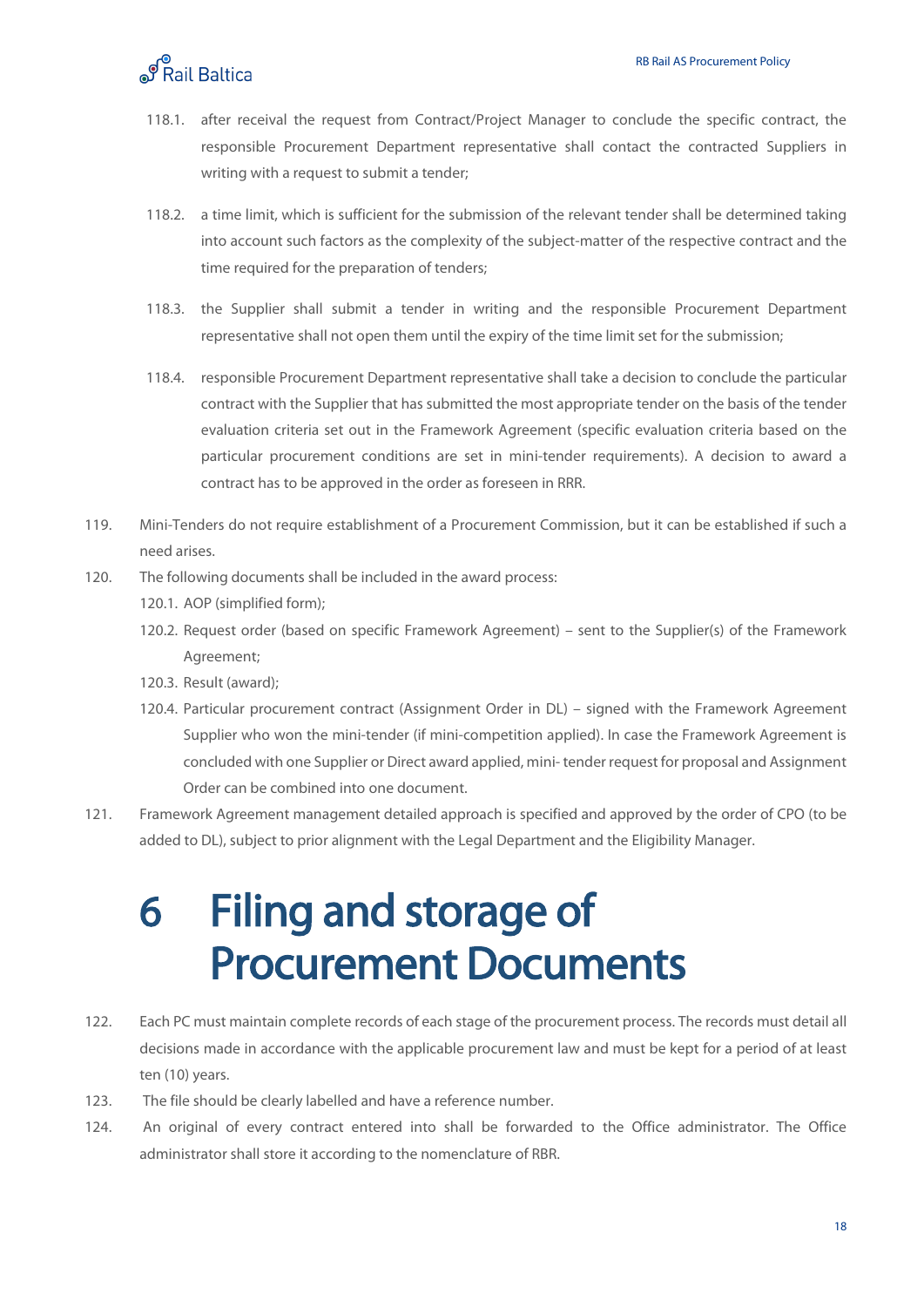118.1. after receival the request from Contract/Project Manager to conclude the specific contract, the responsible Procurement Department representative shall contact the contracted Suppliers in writing with a request to submit a tender;

118.2. a time limit, which is sufficient for the submission of the relevant tender shall be determined taking into account such factors as the complexity of the subject-matter of the respective contract and the time required for the preparation of tenders;

118.3. the Supplier shall submit a tender in writing and the responsible Procurement Department representative shall not open them until the expiry of the time limit set for the submission;

118.4. responsible Procurement Department representative shall take a decision to conclude the particular contract with the Supplier that has submitted the most appropriate tender on the basis of the tender evaluation criteria set out in the Framework Agreement (specific evaluation criteria based on the particular procurement conditions are set in mini-tender requirements). A decision to award a contract has to be approved in the order as foreseen in RRR.

119. Mini-Tenders do not require establishment of a Procurement Commission, but it can be established if such a need arises.

120. The following documents shall be included in the award process:

120.1. AOP (simplified form);

120.2. Request order (based on specific Framework Agreement) – sent to the Supplier(s) of the Framework Agreement;

120.3. Result (award);

120.4. Particular procurement contract (Assignment Order in DL) – signed with the Framework Agreement Supplier who won the mini-tender (if mini-competition applied). In case the Framework Agreement is concluded with one Supplier or Direct award applied, mini- tender request for proposal and Assignment Order can be combined into one document.

121. Framework Agreement management detailed approach is specified and approved by the order of CPO (to be added to DL), subject to prior alignment with the Legal Department and the Eligibility Manager.

# 6 Filing and storage of Procurement Documents

122. Each PC must maintain complete records of each stage of the procurement process. The records must detail all decisions made in accordance with the applicable procurement law and must be kept for a period of at least ten (10) years.

123. The file should be clearly labelled and have a reference number.

124. An original of every contract entered into shall be forwarded to the Office administrator. The Office administrator shall store it according to the nomenclature of RBR.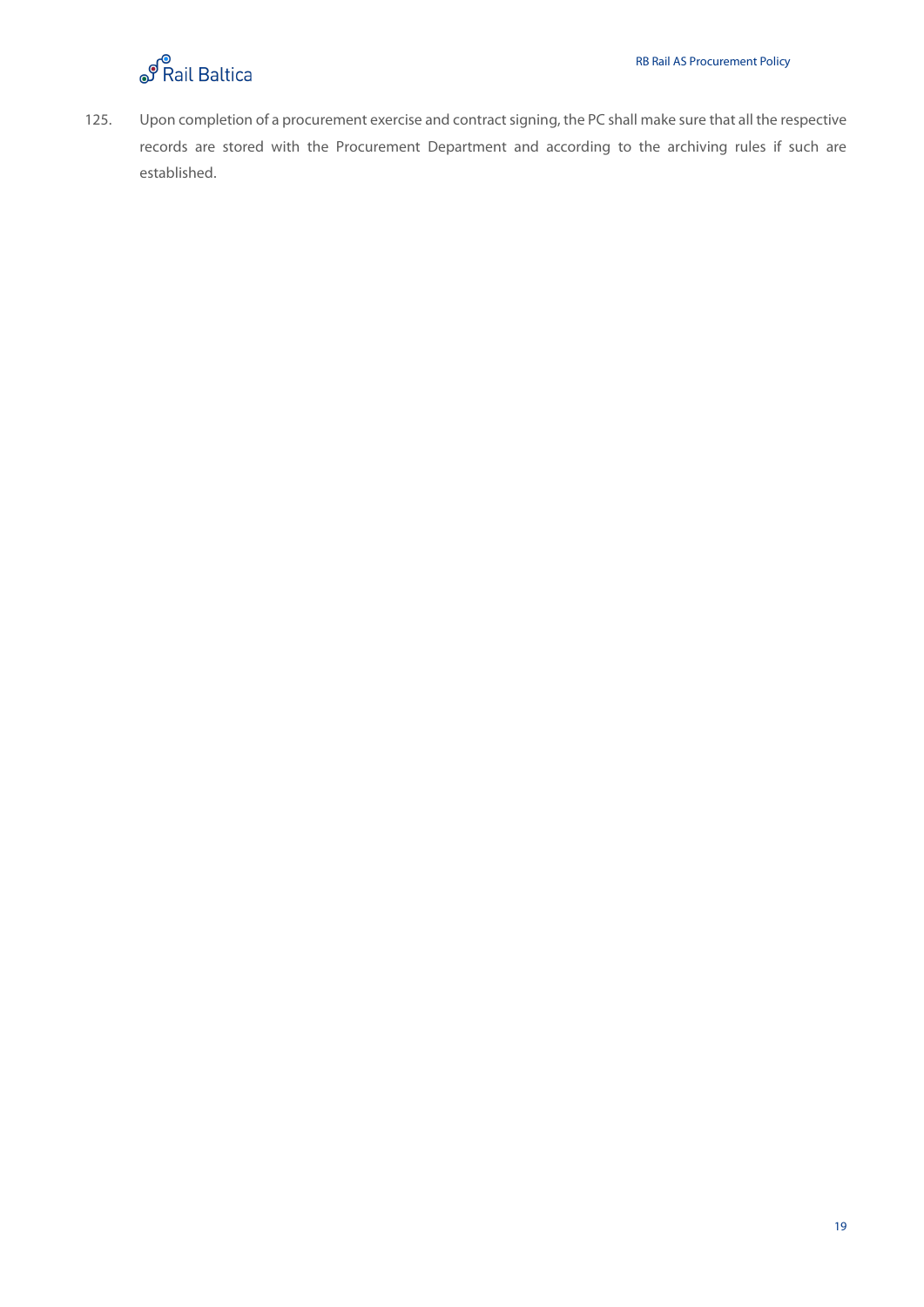125. Upon completion of a procurement exercise and contract signing, the PC shall make sure that all the respective records are stored with the Procurement Department and according to the archiving rules if such are established.